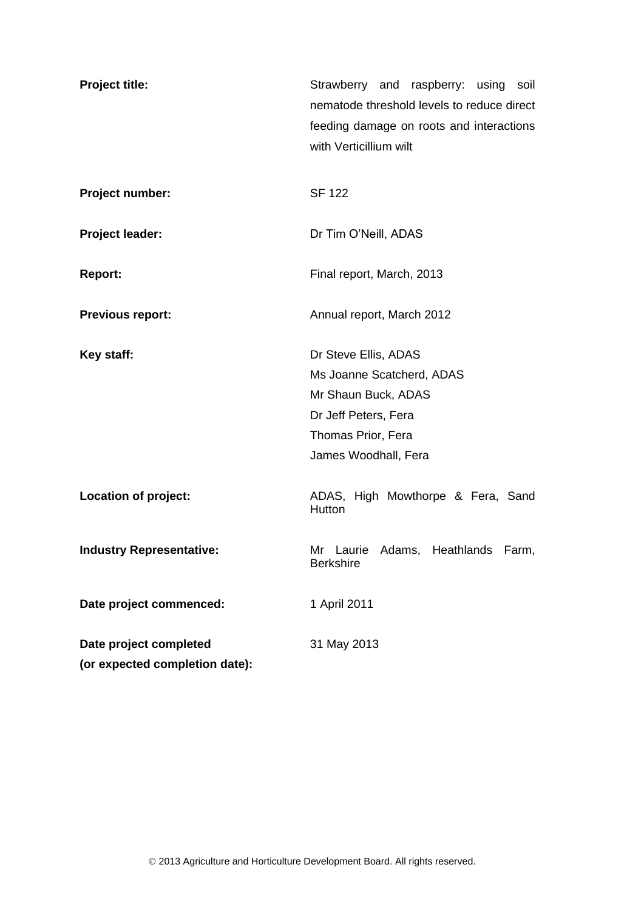| | |
|---|---|
| **Project title:** | Strawberry and raspberry: using soil nematode threshold levels to reduce direct feeding damage on roots and interactions with Verticillium wilt |
| **Project number:** | SF 122 |
| **Project leader:** | Dr Tim O'Neill, ADAS |
| **Report:** | Final report, March, 2013 |
| **Previous report:** | Annual report, March 2012 |
| **Key staff:** | Dr Steve Ellis, ADAS<br>Ms Joanne Scatcherd, ADAS<br>Mr Shaun Buck, ADAS<br>Dr Jeff Peters, Fera<br>Thomas Prior, Fera<br>James Woodhall, Fera |
| **Location of project:** | ADAS, High Mowthorpe & Fera, Sand Hutton |
| **Industry Representative:** | Mr Laurie Adams, Heathlands Farm, Berkshire |
| **Date project commenced:** | 1 April 2011 |
| **Date project completed (or expected completion date):** | 31 May 2013 |

© 2013 Agriculture and Horticulture Development Board. All rights reserved.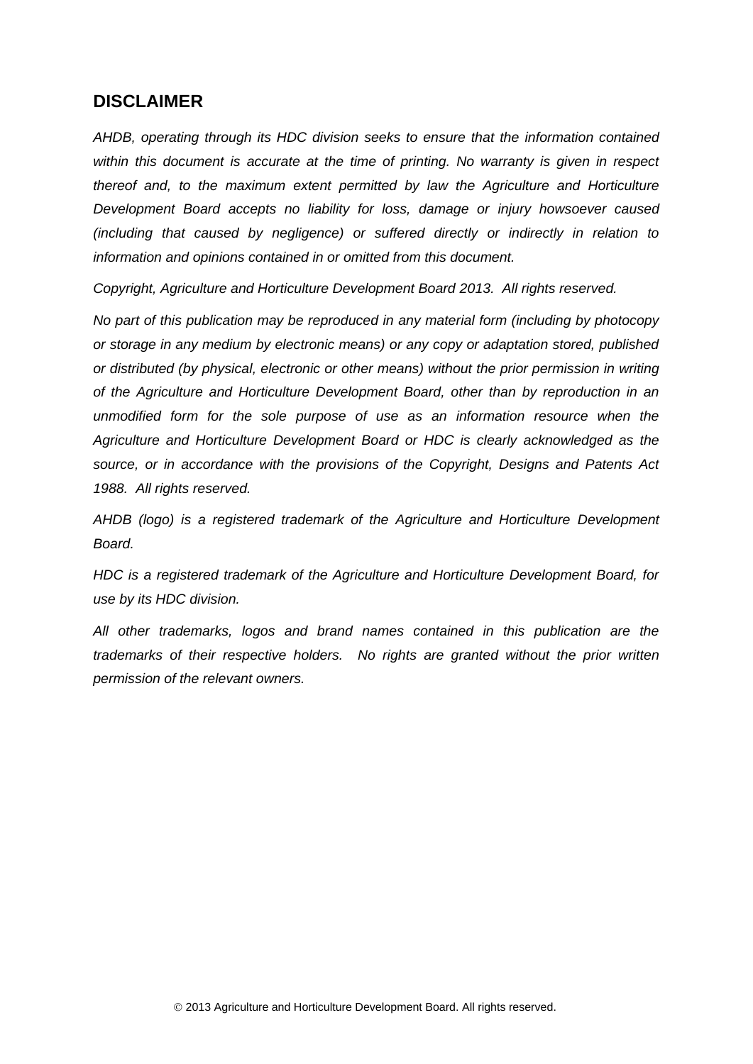## DISCLAIMER

*AHDB, operating through its HDC division seeks to ensure that the information contained within this document is accurate at the time of printing. No warranty is given in respect thereof and, to the maximum extent permitted by law the Agriculture and Horticulture Development Board accepts no liability for loss, damage or injury howsoever caused (including that caused by negligence) or suffered directly or indirectly in relation to information and opinions contained in or omitted from this document.*

*Copyright, Agriculture and Horticulture Development Board 2013. All rights reserved.*

*No part of this publication may be reproduced in any material form (including by photocopy or storage in any medium by electronic means) or any copy or adaptation stored, published or distributed (by physical, electronic or other means) without the prior permission in writing of the Agriculture and Horticulture Development Board, other than by reproduction in an unmodified form for the sole purpose of use as an information resource when the Agriculture and Horticulture Development Board or HDC is clearly acknowledged as the source, or in accordance with the provisions of the Copyright, Designs and Patents Act 1988. All rights reserved.*

*AHDB (logo) is a registered trademark of the Agriculture and Horticulture Development Board.*

*HDC is a registered trademark of the Agriculture and Horticulture Development Board, for use by its HDC division.*

*All other trademarks, logos and brand names contained in this publication are the trademarks of their respective holders. No rights are granted without the prior written permission of the relevant owners.*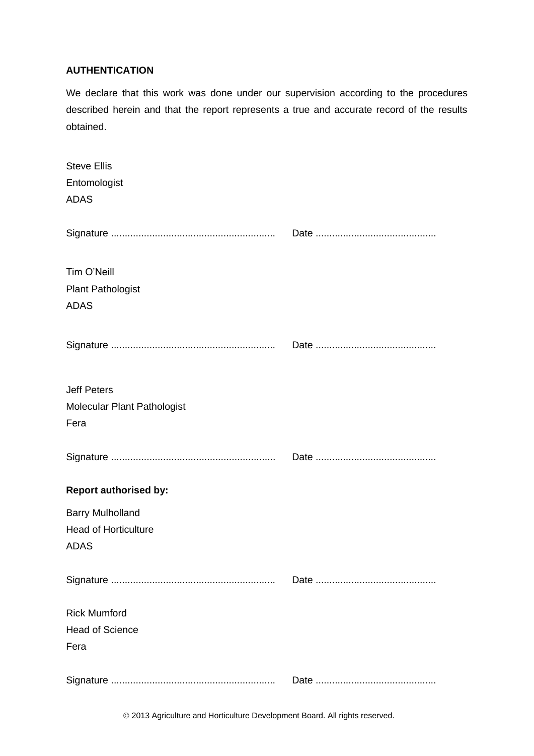**AUTHENTICATION**

We declare that this work was done under our supervision according to the procedures described herein and that the report represents a true and accurate record of the results obtained.

Steve Ellis
Entomologist
ADAS

Signature ............................................................ Date ............................................

Tim O'Neill
Plant Pathologist
ADAS

Signature ............................................................ Date ............................................

Jeff Peters
Molecular Plant Pathologist
Fera

Signature ............................................................ Date ............................................

**Report authorised by:**

Barry Mulholland
Head of Horticulture
ADAS

Signature ............................................................ Date ............................................

Rick Mumford
Head of Science
Fera

Signature ............................................................ Date ............................................

© 2013 Agriculture and Horticulture Development Board. All rights reserved.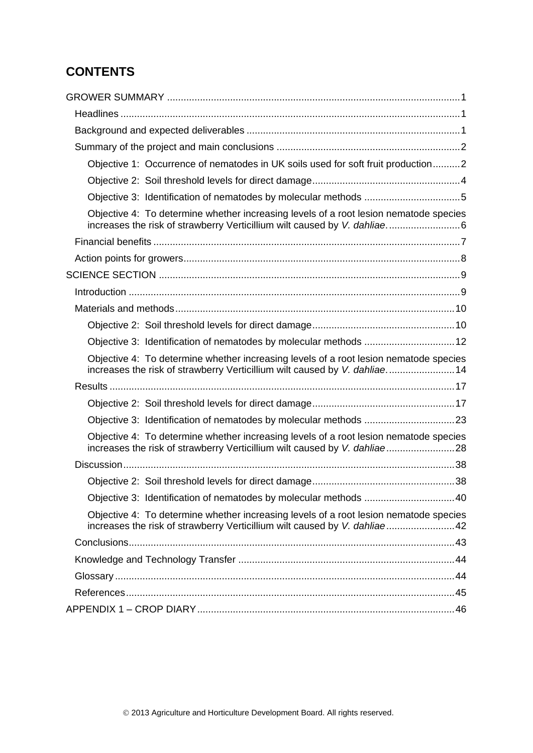# CONTENTS

GROWER SUMMARY ..........1

- Headlines ..........1
- Background and expected deliverables ..........1
- Summary of the project and main conclusions ..........2
  - Objective 1: Occurrence of nematodes in UK soils used for soft fruit production ..........2
  - Objective 2: Soil threshold levels for direct damage ..........4
  - Objective 3: Identification of nematodes by molecular methods ..........5
  - Objective 4: To determine whether increasing levels of a root lesion nematode species increases the risk of strawberry Verticillium wilt caused by *V. dahliae*. ..........6
- Financial benefits ..........7
- Action points for growers ..........8

SCIENCE SECTION ..........9

- Introduction ..........9
- Materials and methods ..........10
  - Objective 2: Soil threshold levels for direct damage ..........10
  - Objective 3: Identification of nematodes by molecular methods ..........12
  - Objective 4: To determine whether increasing levels of a root lesion nematode species increases the risk of strawberry Verticillium wilt caused by *V. dahliae*. ..........14
- Results ..........17
  - Objective 2: Soil threshold levels for direct damage ..........17
  - Objective 3: Identification of nematodes by molecular methods ..........23
  - Objective 4: To determine whether increasing levels of a root lesion nematode species increases the risk of strawberry Verticillium wilt caused by *V. dahliae* ..........28
- Discussion ..........38
  - Objective 2: Soil threshold levels for direct damage ..........38
  - Objective 3: Identification of nematodes by molecular methods ..........40
  - Objective 4: To determine whether increasing levels of a root lesion nematode species increases the risk of strawberry Verticillium wilt caused by *V. dahliae* ..........42
- Conclusions ..........43
- Knowledge and Technology Transfer ..........44
- Glossary ..........44
- References ..........45

APPENDIX 1 – CROP DIARY ..........46

© 2013 Agriculture and Horticulture Development Board. All rights reserved.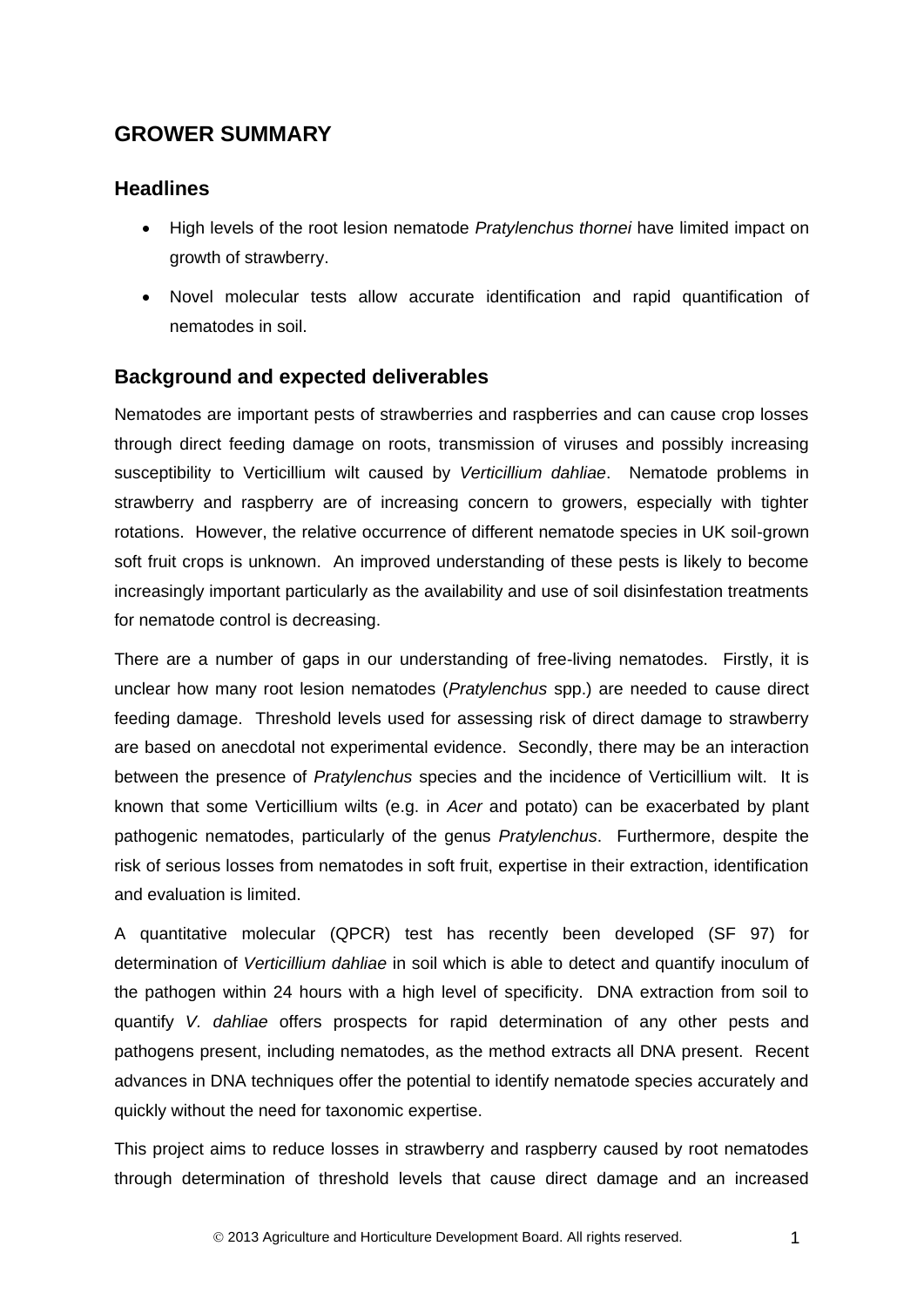# GROWER SUMMARY

## Headlines

- High levels of the root lesion nematode *Pratylenchus thornei* have limited impact on growth of strawberry.
- Novel molecular tests allow accurate identification and rapid quantification of nematodes in soil.

## Background and expected deliverables

Nematodes are important pests of strawberries and raspberries and can cause crop losses through direct feeding damage on roots, transmission of viruses and possibly increasing susceptibility to Verticillium wilt caused by *Verticillium dahliae*. Nematode problems in strawberry and raspberry are of increasing concern to growers, especially with tighter rotations. However, the relative occurrence of different nematode species in UK soil-grown soft fruit crops is unknown. An improved understanding of these pests is likely to become increasingly important particularly as the availability and use of soil disinfestation treatments for nematode control is decreasing.

There are a number of gaps in our understanding of free-living nematodes. Firstly, it is unclear how many root lesion nematodes (*Pratylenchus* spp.) are needed to cause direct feeding damage. Threshold levels used for assessing risk of direct damage to strawberry are based on anecdotal not experimental evidence. Secondly, there may be an interaction between the presence of *Pratylenchus* species and the incidence of Verticillium wilt. It is known that some Verticillium wilts (e.g. in *Acer* and potato) can be exacerbated by plant pathogenic nematodes, particularly of the genus *Pratylenchus*. Furthermore, despite the risk of serious losses from nematodes in soft fruit, expertise in their extraction, identification and evaluation is limited.

A quantitative molecular (QPCR) test has recently been developed (SF 97) for determination of *Verticillium dahliae* in soil which is able to detect and quantify inoculum of the pathogen within 24 hours with a high level of specificity. DNA extraction from soil to quantify *V. dahliae* offers prospects for rapid determination of any other pests and pathogens present, including nematodes, as the method extracts all DNA present. Recent advances in DNA techniques offer the potential to identify nematode species accurately and quickly without the need for taxonomic expertise.

This project aims to reduce losses in strawberry and raspberry caused by root nematodes through determination of threshold levels that cause direct damage and an increased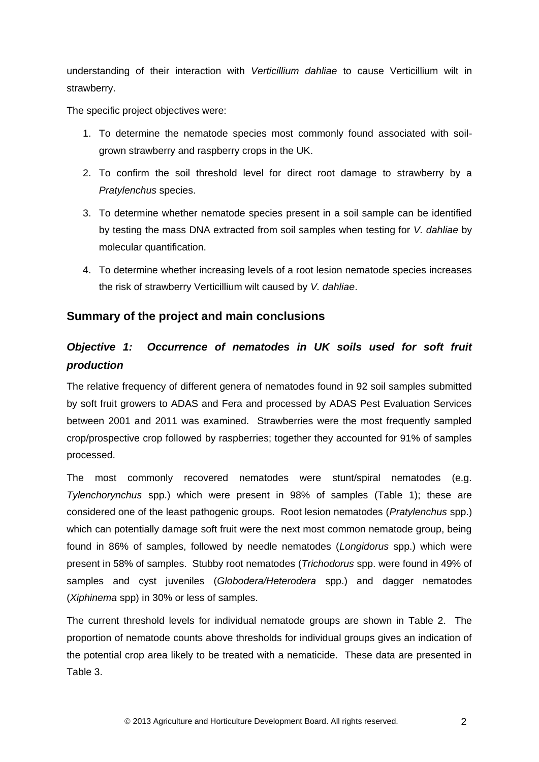understanding of their interaction with *Verticillium dahliae* to cause Verticillium wilt in strawberry.

The specific project objectives were:

1. To determine the nematode species most commonly found associated with soil-grown strawberry and raspberry crops in the UK.
2. To confirm the soil threshold level for direct root damage to strawberry by a *Pratylenchus* species.
3. To determine whether nematode species present in a soil sample can be identified by testing the mass DNA extracted from soil samples when testing for *V. dahliae* by molecular quantification.
4. To determine whether increasing levels of a root lesion nematode species increases the risk of strawberry Verticillium wilt caused by *V. dahliae*.

## Summary of the project and main conclusions

### *Objective 1: Occurrence of nematodes in UK soils used for soft fruit production*

The relative frequency of different genera of nematodes found in 92 soil samples submitted by soft fruit growers to ADAS and Fera and processed by ADAS Pest Evaluation Services between 2001 and 2011 was examined. Strawberries were the most frequently sampled crop/prospective crop followed by raspberries; together they accounted for 91% of samples processed.

The most commonly recovered nematodes were stunt/spiral nematodes (e.g. *Tylenchorynchus* spp.) which were present in 98% of samples (Table 1); these are considered one of the least pathogenic groups. Root lesion nematodes (*Pratylenchus* spp.) which can potentially damage soft fruit were the next most common nematode group, being found in 86% of samples, followed by needle nematodes (*Longidorus* spp.) which were present in 58% of samples. Stubby root nematodes (*Trichodorus* spp. were found in 49% of samples and cyst juveniles (*Globodera/Heterodera* spp.) and dagger nematodes (*Xiphinema* spp) in 30% or less of samples.

The current threshold levels for individual nematode groups are shown in Table 2. The proportion of nematode counts above thresholds for individual groups gives an indication of the potential crop area likely to be treated with a nematicide. These data are presented in Table 3.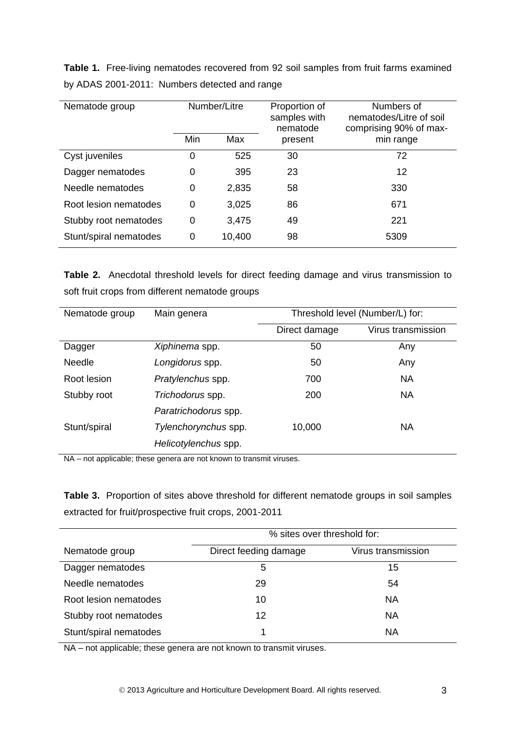**Table 1.** Free-living nematodes recovered from 92 soil samples from fruit farms examined by ADAS 2001-2011: Numbers detected and range

| Nematode group | Number/Litre | | Proportion of samples with nematode present | Numbers of nematodes/Litre of soil comprising 90% of max-min range |
|---|---|---|---|---|
| | Min | Max | | |
| Cyst juveniles | 0 | 525 | 30 | 72 |
| Dagger nematodes | 0 | 395 | 23 | 12 |
| Needle nematodes | 0 | 2,835 | 58 | 330 |
| Root lesion nematodes | 0 | 3,025 | 86 | 671 |
| Stubby root nematodes | 0 | 3,475 | 49 | 221 |
| Stunt/spiral nematodes | 0 | 10,400 | 98 | 5309 |

**Table 2.** Anecdotal threshold levels for direct feeding damage and virus transmission to soft fruit crops from different nematode groups

| Nematode group | Main genera | Threshold level (Number/L) for: | |
|---|---|---|---|
| | | Direct damage | Virus transmission |
| Dagger | *Xiphinema* spp. | 50 | Any |
| Needle | *Longidorus* spp. | 50 | Any |
| Root lesion | *Pratylenchus* spp. | 700 | NA |
| Stubby root | *Trichodorus* spp. | 200 | NA |
| | *Paratrichodorus* spp. | | |
| Stunt/spiral | *Tylenchorynchus* spp. | 10,000 | NA |
| | *Helicotylenchus* spp. | | |

NA – not applicable; these genera are not known to transmit viruses.

**Table 3.** Proportion of sites above threshold for different nematode groups in soil samples extracted for fruit/prospective fruit crops, 2001-2011

| | % sites over threshold for: | |
|---|---|---|
| Nematode group | Direct feeding damage | Virus transmission |
| Dagger nematodes | 5 | 15 |
| Needle nematodes | 29 | 54 |
| Root lesion nematodes | 10 | NA |
| Stubby root nematodes | 12 | NA |
| Stunt/spiral nematodes | 1 | NA |

NA – not applicable; these genera are not known to transmit viruses.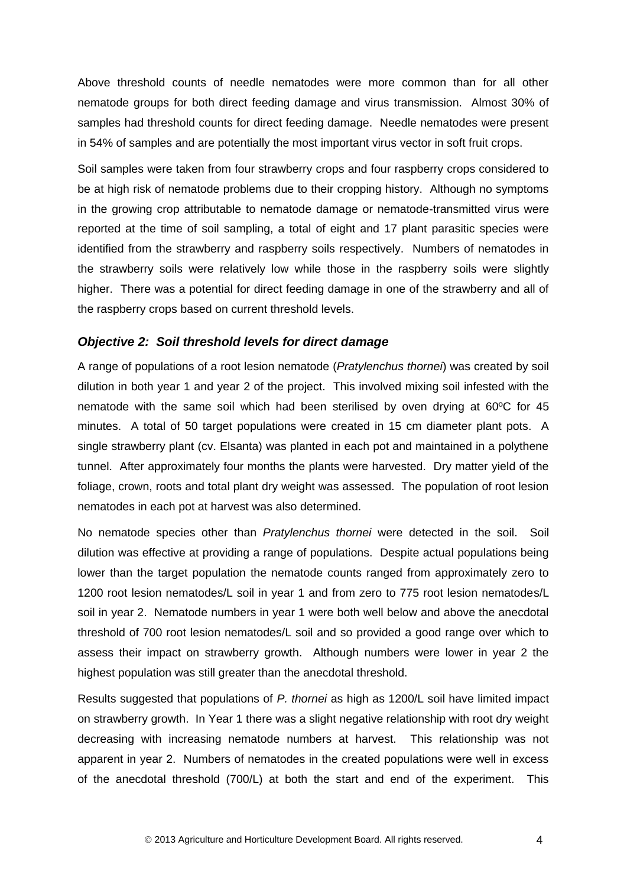Above threshold counts of needle nematodes were more common than for all other nematode groups for both direct feeding damage and virus transmission. Almost 30% of samples had threshold counts for direct feeding damage. Needle nematodes were present in 54% of samples and are potentially the most important virus vector in soft fruit crops.

Soil samples were taken from four strawberry crops and four raspberry crops considered to be at high risk of nematode problems due to their cropping history. Although no symptoms in the growing crop attributable to nematode damage or nematode-transmitted virus were reported at the time of soil sampling, a total of eight and 17 plant parasitic species were identified from the strawberry and raspberry soils respectively. Numbers of nematodes in the strawberry soils were relatively low while those in the raspberry soils were slightly higher. There was a potential for direct feeding damage in one of the strawberry and all of the raspberry crops based on current threshold levels.

### *Objective 2: Soil threshold levels for direct damage*

A range of populations of a root lesion nematode (*Pratylenchus thornei*) was created by soil dilution in both year 1 and year 2 of the project. This involved mixing soil infested with the nematode with the same soil which had been sterilised by oven drying at 60ºC for 45 minutes. A total of 50 target populations were created in 15 cm diameter plant pots. A single strawberry plant (cv. Elsanta) was planted in each pot and maintained in a polythene tunnel. After approximately four months the plants were harvested. Dry matter yield of the foliage, crown, roots and total plant dry weight was assessed. The population of root lesion nematodes in each pot at harvest was also determined.

No nematode species other than *Pratylenchus thornei* were detected in the soil. Soil dilution was effective at providing a range of populations. Despite actual populations being lower than the target population the nematode counts ranged from approximately zero to 1200 root lesion nematodes/L soil in year 1 and from zero to 775 root lesion nematodes/L soil in year 2. Nematode numbers in year 1 were both well below and above the anecdotal threshold of 700 root lesion nematodes/L soil and so provided a good range over which to assess their impact on strawberry growth. Although numbers were lower in year 2 the highest population was still greater than the anecdotal threshold.

Results suggested that populations of *P. thornei* as high as 1200/L soil have limited impact on strawberry growth. In Year 1 there was a slight negative relationship with root dry weight decreasing with increasing nematode numbers at harvest. This relationship was not apparent in year 2. Numbers of nematodes in the created populations were well in excess of the anecdotal threshold (700/L) at both the start and end of the experiment. This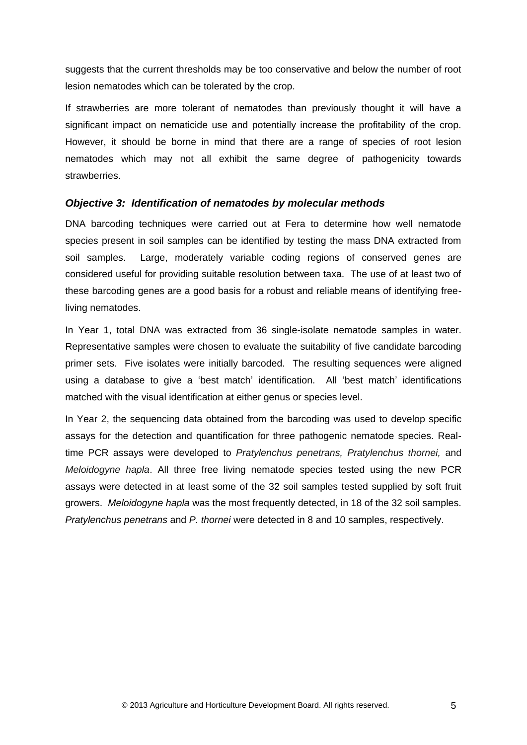suggests that the current thresholds may be too conservative and below the number of root lesion nematodes which can be tolerated by the crop.

If strawberries are more tolerant of nematodes than previously thought it will have a significant impact on nematicide use and potentially increase the profitability of the crop. However, it should be borne in mind that there are a range of species of root lesion nematodes which may not all exhibit the same degree of pathogenicity towards strawberries.

### *Objective 3: Identification of nematodes by molecular methods*

DNA barcoding techniques were carried out at Fera to determine how well nematode species present in soil samples can be identified by testing the mass DNA extracted from soil samples. Large, moderately variable coding regions of conserved genes are considered useful for providing suitable resolution between taxa. The use of at least two of these barcoding genes are a good basis for a robust and reliable means of identifying free-living nematodes.

In Year 1, total DNA was extracted from 36 single-isolate nematode samples in water. Representative samples were chosen to evaluate the suitability of five candidate barcoding primer sets. Five isolates were initially barcoded. The resulting sequences were aligned using a database to give a 'best match' identification. All 'best match' identifications matched with the visual identification at either genus or species level.

In Year 2, the sequencing data obtained from the barcoding was used to develop specific assays for the detection and quantification for three pathogenic nematode species. Real-time PCR assays were developed to *Pratylenchus penetrans, Pratylenchus thornei,* and *Meloidogyne hapla*. All three free living nematode species tested using the new PCR assays were detected in at least some of the 32 soil samples tested supplied by soft fruit growers. *Meloidogyne hapla* was the most frequently detected, in 18 of the 32 soil samples. *Pratylenchus penetrans* and *P. thornei* were detected in 8 and 10 samples, respectively.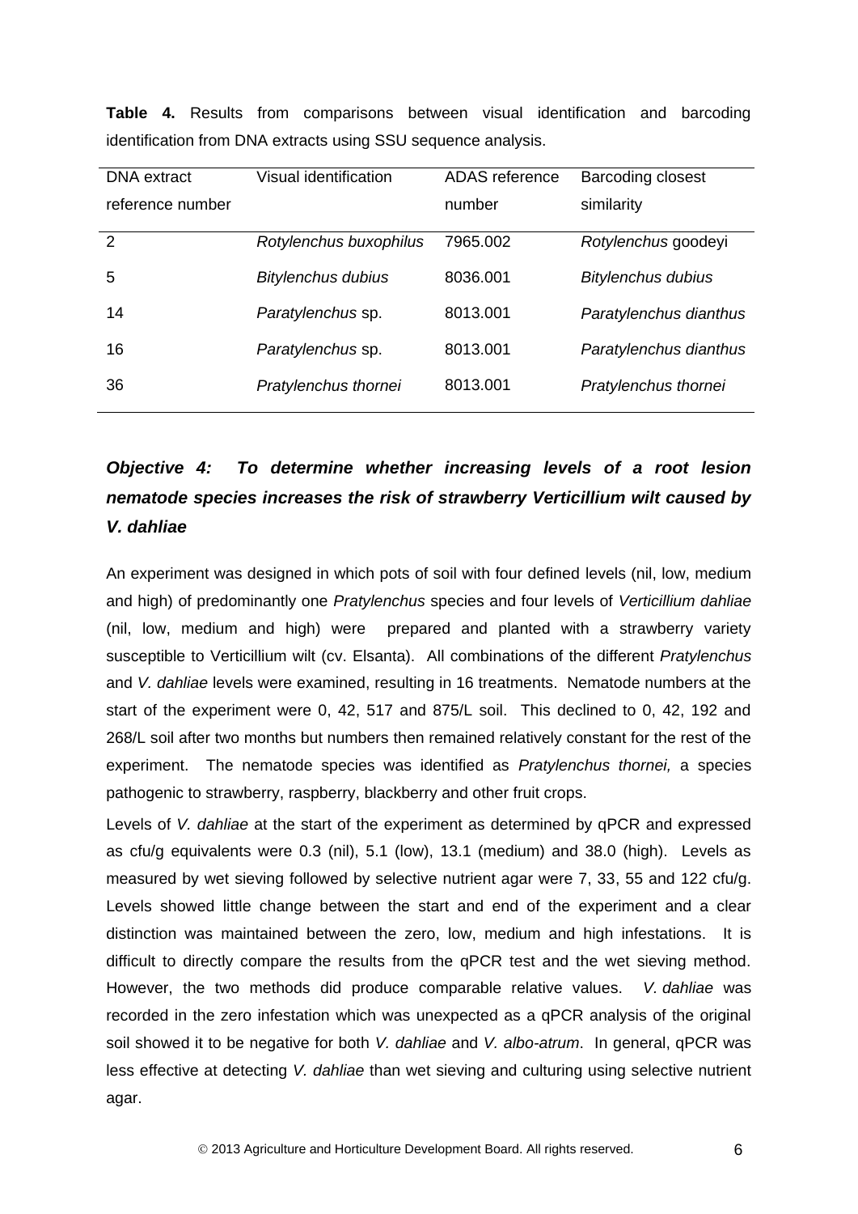**Table 4.** Results from comparisons between visual identification and barcoding identification from DNA extracts using SSU sequence analysis.

| DNA extract reference number | Visual identification | ADAS reference number | Barcoding closest similarity |
|---|---|---|---|
| 2 | *Rotylenchus buxophilus* | 7965.002 | *Rotylenchus* goodeyi |
| 5 | *Bitylenchus dubius* | 8036.001 | *Bitylenchus dubius* |
| 14 | *Paratylenchus* sp. | 8013.001 | *Paratylenchus dianthus* |
| 16 | *Paratylenchus* sp. | 8013.001 | *Paratylenchus dianthus* |
| 36 | *Pratylenchus thornei* | 8013.001 | *Pratylenchus thornei* |

### *Objective 4: To determine whether increasing levels of a root lesion nematode species increases the risk of strawberry Verticillium wilt caused by V. dahliae*

An experiment was designed in which pots of soil with four defined levels (nil, low, medium and high) of predominantly one *Pratylenchus* species and four levels of *Verticillium dahliae* (nil, low, medium and high) were prepared and planted with a strawberry variety susceptible to Verticillium wilt (cv. Elsanta). All combinations of the different *Pratylenchus* and *V. dahliae* levels were examined, resulting in 16 treatments. Nematode numbers at the start of the experiment were 0, 42, 517 and 875/L soil. This declined to 0, 42, 192 and 268/L soil after two months but numbers then remained relatively constant for the rest of the experiment. The nematode species was identified as *Pratylenchus thornei,* a species pathogenic to strawberry, raspberry, blackberry and other fruit crops.

Levels of *V. dahliae* at the start of the experiment as determined by qPCR and expressed as cfu/g equivalents were 0.3 (nil), 5.1 (low), 13.1 (medium) and 38.0 (high). Levels as measured by wet sieving followed by selective nutrient agar were 7, 33, 55 and 122 cfu/g. Levels showed little change between the start and end of the experiment and a clear distinction was maintained between the zero, low, medium and high infestations. It is difficult to directly compare the results from the qPCR test and the wet sieving method. However, the two methods did produce comparable relative values. *V. dahliae* was recorded in the zero infestation which was unexpected as a qPCR analysis of the original soil showed it to be negative for both *V. dahliae* and *V. albo-atrum*. In general, qPCR was less effective at detecting *V. dahliae* than wet sieving and culturing using selective nutrient agar.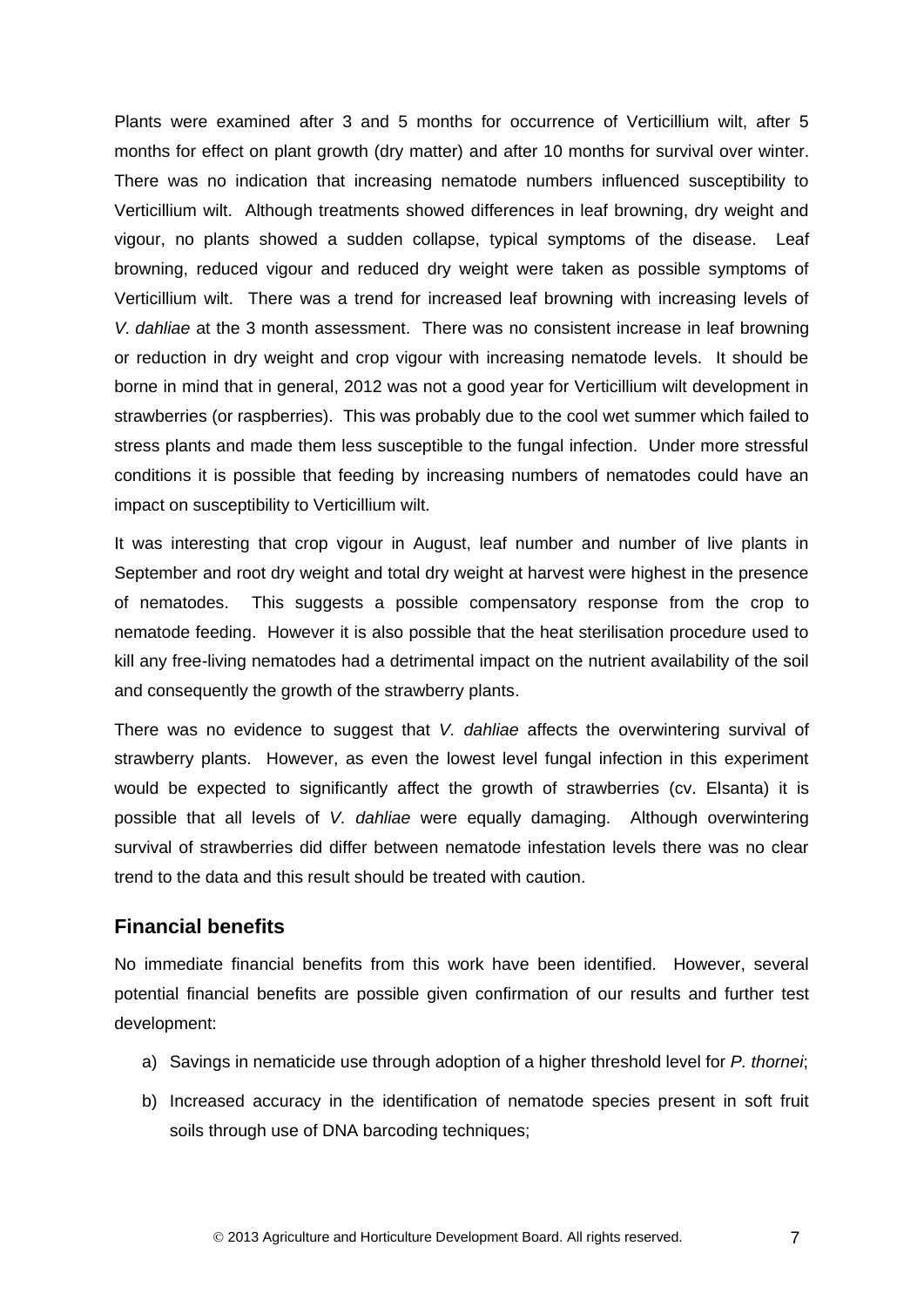Plants were examined after 3 and 5 months for occurrence of Verticillium wilt, after 5 months for effect on plant growth (dry matter) and after 10 months for survival over winter. There was no indication that increasing nematode numbers influenced susceptibility to Verticillium wilt. Although treatments showed differences in leaf browning, dry weight and vigour, no plants showed a sudden collapse, typical symptoms of the disease. Leaf browning, reduced vigour and reduced dry weight were taken as possible symptoms of Verticillium wilt. There was a trend for increased leaf browning with increasing levels of *V. dahliae* at the 3 month assessment. There was no consistent increase in leaf browning or reduction in dry weight and crop vigour with increasing nematode levels. It should be borne in mind that in general, 2012 was not a good year for Verticillium wilt development in strawberries (or raspberries). This was probably due to the cool wet summer which failed to stress plants and made them less susceptible to the fungal infection. Under more stressful conditions it is possible that feeding by increasing numbers of nematodes could have an impact on susceptibility to Verticillium wilt.

It was interesting that crop vigour in August, leaf number and number of live plants in September and root dry weight and total dry weight at harvest were highest in the presence of nematodes. This suggests a possible compensatory response from the crop to nematode feeding. However it is also possible that the heat sterilisation procedure used to kill any free-living nematodes had a detrimental impact on the nutrient availability of the soil and consequently the growth of the strawberry plants.

There was no evidence to suggest that *V. dahliae* affects the overwintering survival of strawberry plants. However, as even the lowest level fungal infection in this experiment would be expected to significantly affect the growth of strawberries (cv. Elsanta) it is possible that all levels of *V. dahliae* were equally damaging. Although overwintering survival of strawberries did differ between nematode infestation levels there was no clear trend to the data and this result should be treated with caution.

## Financial benefits

No immediate financial benefits from this work have been identified. However, several potential financial benefits are possible given confirmation of our results and further test development:

a) Savings in nematicide use through adoption of a higher threshold level for *P. thornei*;

b) Increased accuracy in the identification of nematode species present in soft fruit soils through use of DNA barcoding techniques;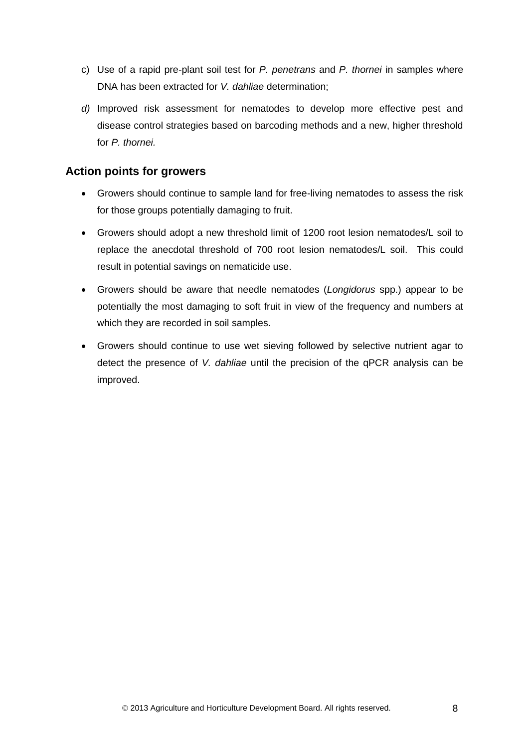c) Use of a rapid pre-plant soil test for *P. penetrans* and *P. thornei* in samples where DNA has been extracted for *V. dahliae* determination;

*d)* Improved risk assessment for nematodes to develop more effective pest and disease control strategies based on barcoding methods and a new, higher threshold for *P. thornei.*

## Action points for growers

- Growers should continue to sample land for free-living nematodes to assess the risk for those groups potentially damaging to fruit.
- Growers should adopt a new threshold limit of 1200 root lesion nematodes/L soil to replace the anecdotal threshold of 700 root lesion nematodes/L soil. This could result in potential savings on nematicide use.
- Growers should be aware that needle nematodes (*Longidorus* spp.) appear to be potentially the most damaging to soft fruit in view of the frequency and numbers at which they are recorded in soil samples.
- Growers should continue to use wet sieving followed by selective nutrient agar to detect the presence of *V. dahliae* until the precision of the qPCR analysis can be improved.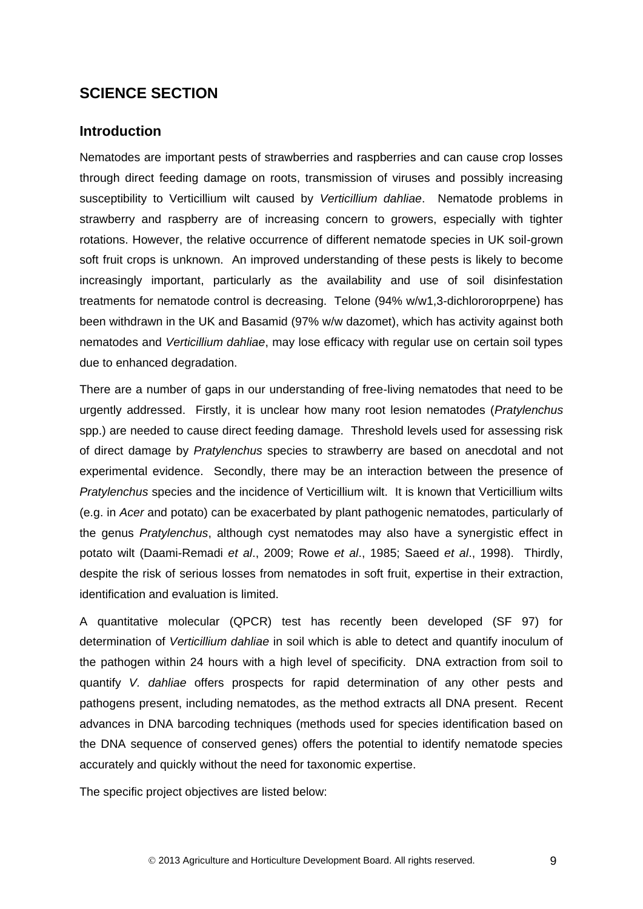# SCIENCE SECTION

## Introduction

Nematodes are important pests of strawberries and raspberries and can cause crop losses through direct feeding damage on roots, transmission of viruses and possibly increasing susceptibility to Verticillium wilt caused by *Verticillium dahliae*. Nematode problems in strawberry and raspberry are of increasing concern to growers, especially with tighter rotations. However, the relative occurrence of different nematode species in UK soil-grown soft fruit crops is unknown. An improved understanding of these pests is likely to become increasingly important, particularly as the availability and use of soil disinfestation treatments for nematode control is decreasing. Telone (94% w/w1,3-dichlororoprpene) has been withdrawn in the UK and Basamid (97% w/w dazomet), which has activity against both nematodes and *Verticillium dahliae*, may lose efficacy with regular use on certain soil types due to enhanced degradation.

There are a number of gaps in our understanding of free-living nematodes that need to be urgently addressed. Firstly, it is unclear how many root lesion nematodes (*Pratylenchus* spp.) are needed to cause direct feeding damage. Threshold levels used for assessing risk of direct damage by *Pratylenchus* species to strawberry are based on anecdotal and not experimental evidence. Secondly, there may be an interaction between the presence of *Pratylenchus* species and the incidence of Verticillium wilt. It is known that Verticillium wilts (e.g. in *Acer* and potato) can be exacerbated by plant pathogenic nematodes, particularly of the genus *Pratylenchus*, although cyst nematodes may also have a synergistic effect in potato wilt (Daami-Remadi *et al*., 2009; Rowe *et al*., 1985; Saeed *et al*., 1998). Thirdly, despite the risk of serious losses from nematodes in soft fruit, expertise in their extraction, identification and evaluation is limited.

A quantitative molecular (QPCR) test has recently been developed (SF 97) for determination of *Verticillium dahliae* in soil which is able to detect and quantify inoculum of the pathogen within 24 hours with a high level of specificity. DNA extraction from soil to quantify *V. dahliae* offers prospects for rapid determination of any other pests and pathogens present, including nematodes, as the method extracts all DNA present. Recent advances in DNA barcoding techniques (methods used for species identification based on the DNA sequence of conserved genes) offers the potential to identify nematode species accurately and quickly without the need for taxonomic expertise.

The specific project objectives are listed below: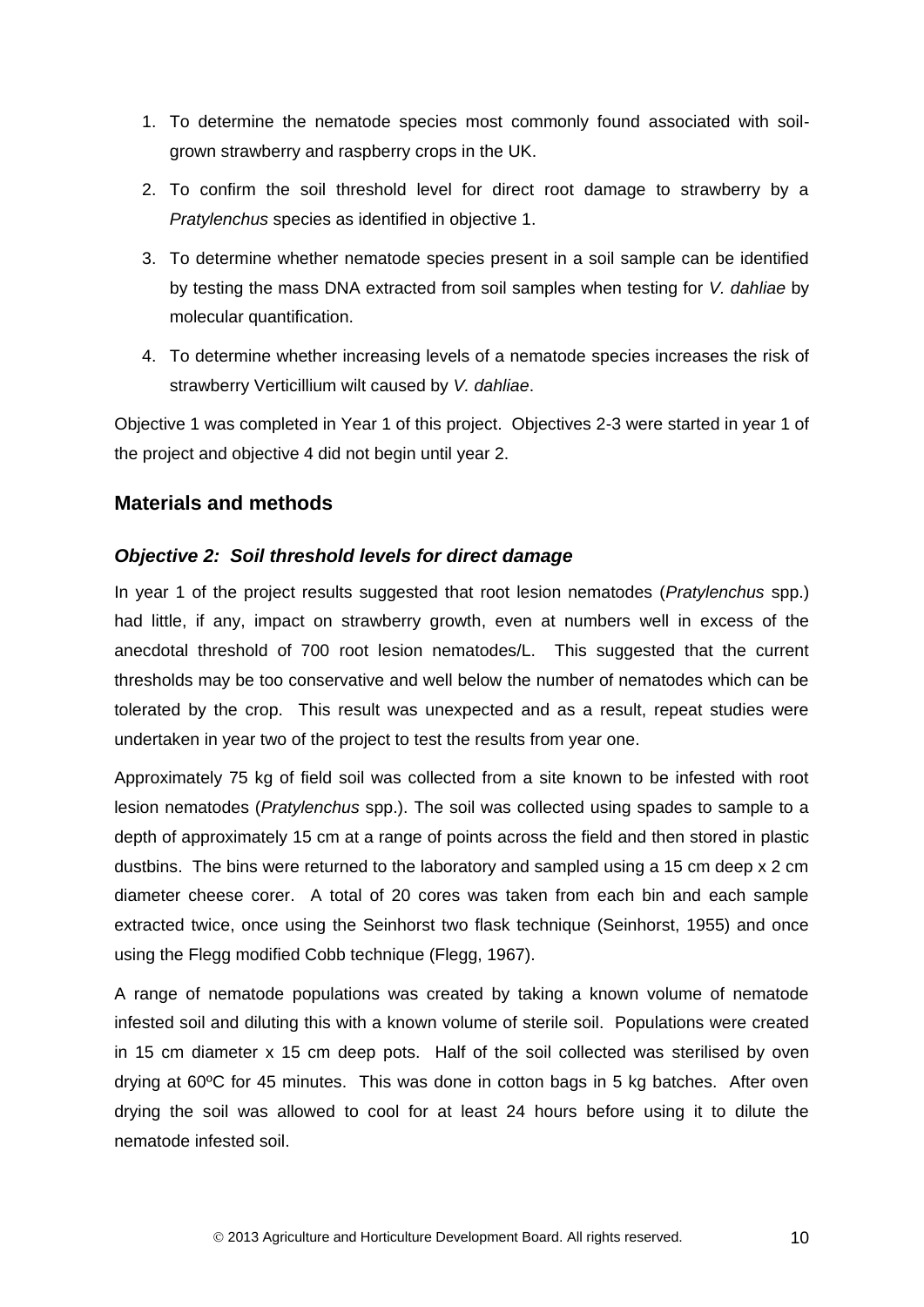1. To determine the nematode species most commonly found associated with soil-grown strawberry and raspberry crops in the UK.
2. To confirm the soil threshold level for direct root damage to strawberry by a *Pratylenchus* species as identified in objective 1.
3. To determine whether nematode species present in a soil sample can be identified by testing the mass DNA extracted from soil samples when testing for *V. dahliae* by molecular quantification.
4. To determine whether increasing levels of a nematode species increases the risk of strawberry Verticillium wilt caused by *V. dahliae*.

Objective 1 was completed in Year 1 of this project. Objectives 2-3 were started in year 1 of the project and objective 4 did not begin until year 2.

## Materials and methods

### *Objective 2: Soil threshold levels for direct damage*

In year 1 of the project results suggested that root lesion nematodes (*Pratylenchus* spp.) had little, if any, impact on strawberry growth, even at numbers well in excess of the anecdotal threshold of 700 root lesion nematodes/L. This suggested that the current thresholds may be too conservative and well below the number of nematodes which can be tolerated by the crop. This result was unexpected and as a result, repeat studies were undertaken in year two of the project to test the results from year one.

Approximately 75 kg of field soil was collected from a site known to be infested with root lesion nematodes (*Pratylenchus* spp.). The soil was collected using spades to sample to a depth of approximately 15 cm at a range of points across the field and then stored in plastic dustbins. The bins were returned to the laboratory and sampled using a 15 cm deep x 2 cm diameter cheese corer. A total of 20 cores was taken from each bin and each sample extracted twice, once using the Seinhorst two flask technique (Seinhorst, 1955) and once using the Flegg modified Cobb technique (Flegg, 1967).

A range of nematode populations was created by taking a known volume of nematode infested soil and diluting this with a known volume of sterile soil. Populations were created in 15 cm diameter x 15 cm deep pots. Half of the soil collected was sterilised by oven drying at 60ºC for 45 minutes. This was done in cotton bags in 5 kg batches. After oven drying the soil was allowed to cool for at least 24 hours before using it to dilute the nematode infested soil.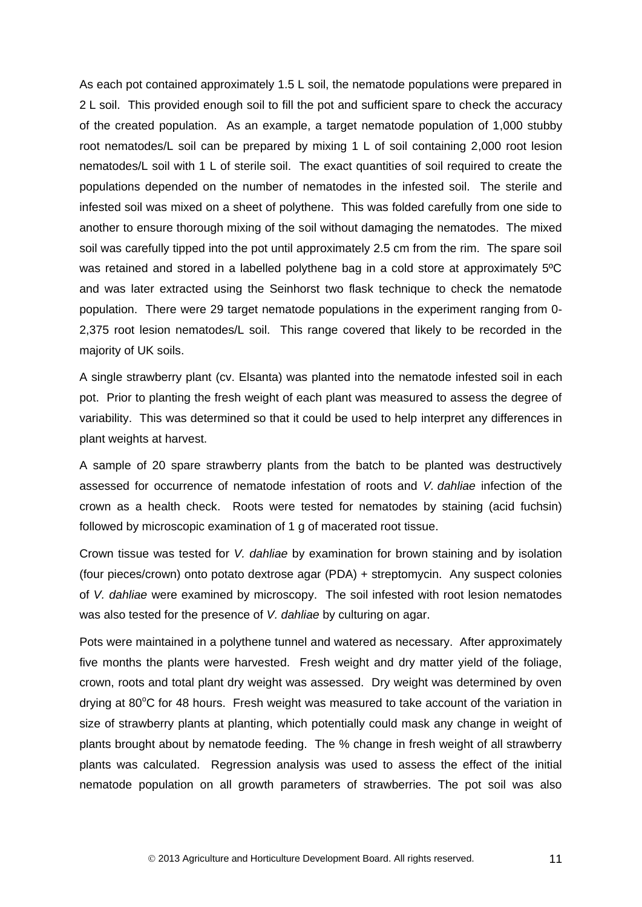As each pot contained approximately 1.5 L soil, the nematode populations were prepared in 2 L soil. This provided enough soil to fill the pot and sufficient spare to check the accuracy of the created population. As an example, a target nematode population of 1,000 stubby root nematodes/L soil can be prepared by mixing 1 L of soil containing 2,000 root lesion nematodes/L soil with 1 L of sterile soil. The exact quantities of soil required to create the populations depended on the number of nematodes in the infested soil. The sterile and infested soil was mixed on a sheet of polythene. This was folded carefully from one side to another to ensure thorough mixing of the soil without damaging the nematodes. The mixed soil was carefully tipped into the pot until approximately 2.5 cm from the rim. The spare soil was retained and stored in a labelled polythene bag in a cold store at approximately 5ºC and was later extracted using the Seinhorst two flask technique to check the nematode population. There were 29 target nematode populations in the experiment ranging from 0-2,375 root lesion nematodes/L soil. This range covered that likely to be recorded in the majority of UK soils.

A single strawberry plant (cv. Elsanta) was planted into the nematode infested soil in each pot. Prior to planting the fresh weight of each plant was measured to assess the degree of variability. This was determined so that it could be used to help interpret any differences in plant weights at harvest.

A sample of 20 spare strawberry plants from the batch to be planted was destructively assessed for occurrence of nematode infestation of roots and *V. dahliae* infection of the crown as a health check. Roots were tested for nematodes by staining (acid fuchsin) followed by microscopic examination of 1 g of macerated root tissue.

Crown tissue was tested for *V. dahliae* by examination for brown staining and by isolation (four pieces/crown) onto potato dextrose agar (PDA) + streptomycin. Any suspect colonies of *V. dahliae* were examined by microscopy. The soil infested with root lesion nematodes was also tested for the presence of *V. dahliae* by culturing on agar.

Pots were maintained in a polythene tunnel and watered as necessary. After approximately five months the plants were harvested. Fresh weight and dry matter yield of the foliage, crown, roots and total plant dry weight was assessed. Dry weight was determined by oven drying at 80°C for 48 hours. Fresh weight was measured to take account of the variation in size of strawberry plants at planting, which potentially could mask any change in weight of plants brought about by nematode feeding. The % change in fresh weight of all strawberry plants was calculated. Regression analysis was used to assess the effect of the initial nematode population on all growth parameters of strawberries. The pot soil was also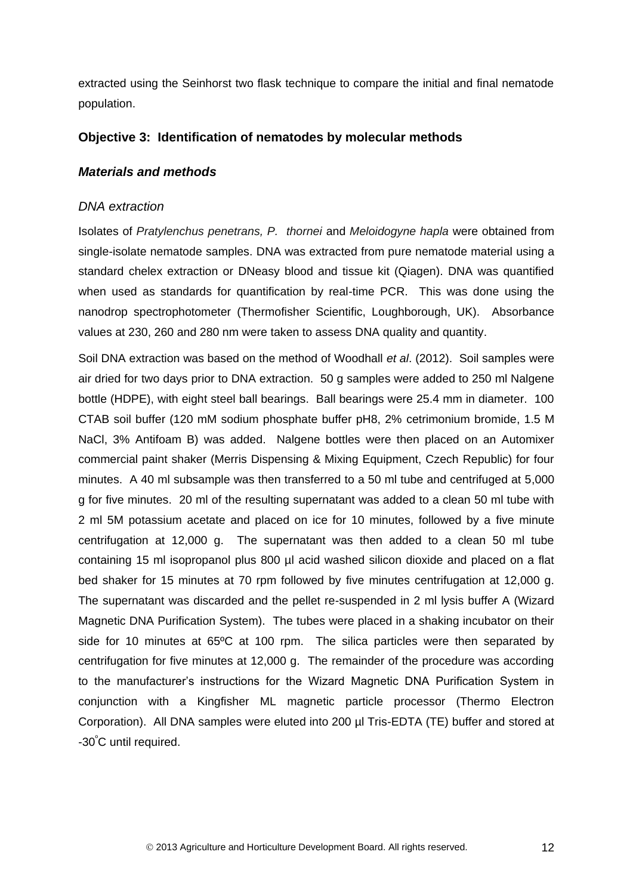extracted using the Seinhorst two flask technique to compare the initial and final nematode population.

### Objective 3: Identification of nematodes by molecular methods

#### *Materials and methods*

##### *DNA extraction*

Isolates of *Pratylenchus penetrans, P. thornei* and *Meloidogyne hapla* were obtained from single-isolate nematode samples. DNA was extracted from pure nematode material using a standard chelex extraction or DNeasy blood and tissue kit (Qiagen). DNA was quantified when used as standards for quantification by real-time PCR. This was done using the nanodrop spectrophotometer (Thermofisher Scientific, Loughborough, UK). Absorbance values at 230, 260 and 280 nm were taken to assess DNA quality and quantity.

Soil DNA extraction was based on the method of Woodhall *et al*. (2012). Soil samples were air dried for two days prior to DNA extraction. 50 g samples were added to 250 ml Nalgene bottle (HDPE), with eight steel ball bearings. Ball bearings were 25.4 mm in diameter. 100 CTAB soil buffer (120 mM sodium phosphate buffer pH8, 2% cetrimonium bromide, 1.5 M NaCl, 3% Antifoam B) was added. Nalgene bottles were then placed on an Automixer commercial paint shaker (Merris Dispensing & Mixing Equipment, Czech Republic) for four minutes. A 40 ml subsample was then transferred to a 50 ml tube and centrifuged at 5,000 g for five minutes. 20 ml of the resulting supernatant was added to a clean 50 ml tube with 2 ml 5M potassium acetate and placed on ice for 10 minutes, followed by a five minute centrifugation at 12,000 g. The supernatant was then added to a clean 50 ml tube containing 15 ml isopropanol plus 800 µl acid washed silicon dioxide and placed on a flat bed shaker for 15 minutes at 70 rpm followed by five minutes centrifugation at 12,000 g. The supernatant was discarded and the pellet re-suspended in 2 ml lysis buffer A (Wizard Magnetic DNA Purification System). The tubes were placed in a shaking incubator on their side for 10 minutes at 65ºC at 100 rpm. The silica particles were then separated by centrifugation for five minutes at 12,000 g. The remainder of the procedure was according to the manufacturer's instructions for the Wizard Magnetic DNA Purification System in conjunction with a Kingfisher ML magnetic particle processor (Thermo Electron Corporation). All DNA samples were eluted into 200 µl Tris-EDTA (TE) buffer and stored at -30°C until required.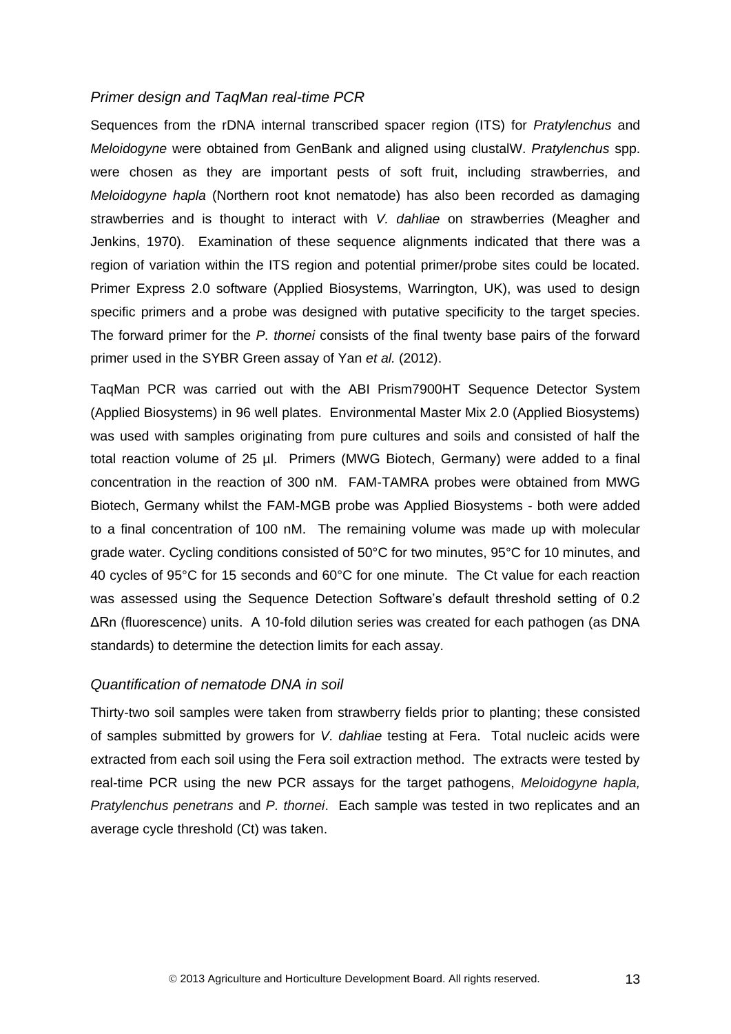### *Primer design and TaqMan real-time PCR*

Sequences from the rDNA internal transcribed spacer region (ITS) for *Pratylenchus* and *Meloidogyne* were obtained from GenBank and aligned using clustalW. *Pratylenchus* spp. were chosen as they are important pests of soft fruit, including strawberries, and *Meloidogyne hapla* (Northern root knot nematode) has also been recorded as damaging strawberries and is thought to interact with *V. dahliae* on strawberries (Meagher and Jenkins, 1970). Examination of these sequence alignments indicated that there was a region of variation within the ITS region and potential primer/probe sites could be located. Primer Express 2.0 software (Applied Biosystems, Warrington, UK), was used to design specific primers and a probe was designed with putative specificity to the target species. The forward primer for the *P. thornei* consists of the final twenty base pairs of the forward primer used in the SYBR Green assay of Yan *et al.* (2012).

TaqMan PCR was carried out with the ABI Prism7900HT Sequence Detector System (Applied Biosystems) in 96 well plates. Environmental Master Mix 2.0 (Applied Biosystems) was used with samples originating from pure cultures and soils and consisted of half the total reaction volume of 25 µl. Primers (MWG Biotech, Germany) were added to a final concentration in the reaction of 300 nM. FAM-TAMRA probes were obtained from MWG Biotech, Germany whilst the FAM-MGB probe was Applied Biosystems - both were added to a final concentration of 100 nM. The remaining volume was made up with molecular grade water. Cycling conditions consisted of 50°C for two minutes, 95°C for 10 minutes, and 40 cycles of 95°C for 15 seconds and 60°C for one minute. The Ct value for each reaction was assessed using the Sequence Detection Software's default threshold setting of 0.2 ΔRn (fluorescence) units. A 10-fold dilution series was created for each pathogen (as DNA standards) to determine the detection limits for each assay.

### *Quantification of nematode DNA in soil*

Thirty-two soil samples were taken from strawberry fields prior to planting; these consisted of samples submitted by growers for *V. dahliae* testing at Fera. Total nucleic acids were extracted from each soil using the Fera soil extraction method. The extracts were tested by real-time PCR using the new PCR assays for the target pathogens, *Meloidogyne hapla, Pratylenchus penetrans* and *P. thornei*. Each sample was tested in two replicates and an average cycle threshold (Ct) was taken.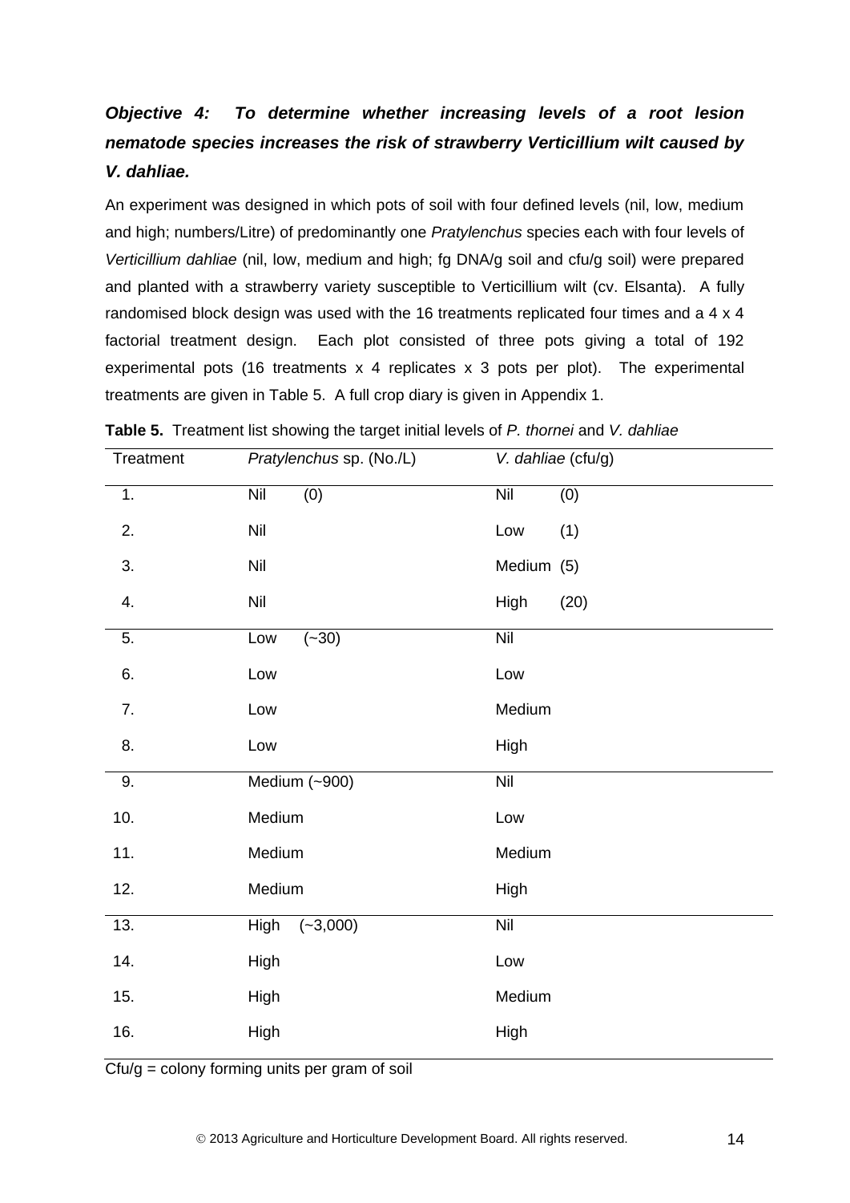***Objective 4: To determine whether increasing levels of a root lesion nematode species increases the risk of strawberry Verticillium wilt caused by V. dahliae.***

An experiment was designed in which pots of soil with four defined levels (nil, low, medium and high; numbers/Litre) of predominantly one *Pratylenchus* species each with four levels of *Verticillium dahliae* (nil, low, medium and high; fg DNA/g soil and cfu/g soil) were prepared and planted with a strawberry variety susceptible to Verticillium wilt (cv. Elsanta). A fully randomised block design was used with the 16 treatments replicated four times and a 4 x 4 factorial treatment design. Each plot consisted of three pots giving a total of 192 experimental pots (16 treatments x 4 replicates x 3 pots per plot). The experimental treatments are given in Table 5. A full crop diary is given in Appendix 1.

**Table 5.** Treatment list showing the target initial levels of *P. thornei* and *V. dahliae*

| Treatment | *Pratylenchus* sp. (No./L) | *V. dahliae* (cfu/g) |
|---|---|---|
| 1. | Nil (0) | Nil (0) |
| 2. | Nil | Low (1) |
| 3. | Nil | Medium (5) |
| 4. | Nil | High (20) |
| 5. | Low (~30) | Nil |
| 6. | Low | Low |
| 7. | Low | Medium |
| 8. | Low | High |
| 9. | Medium (~900) | Nil |
| 10. | Medium | Low |
| 11. | Medium | Medium |
| 12. | Medium | High |
| 13. | High (~3,000) | Nil |
| 14. | High | Low |
| 15. | High | Medium |
| 16. | High | High |

Cfu/g = colony forming units per gram of soil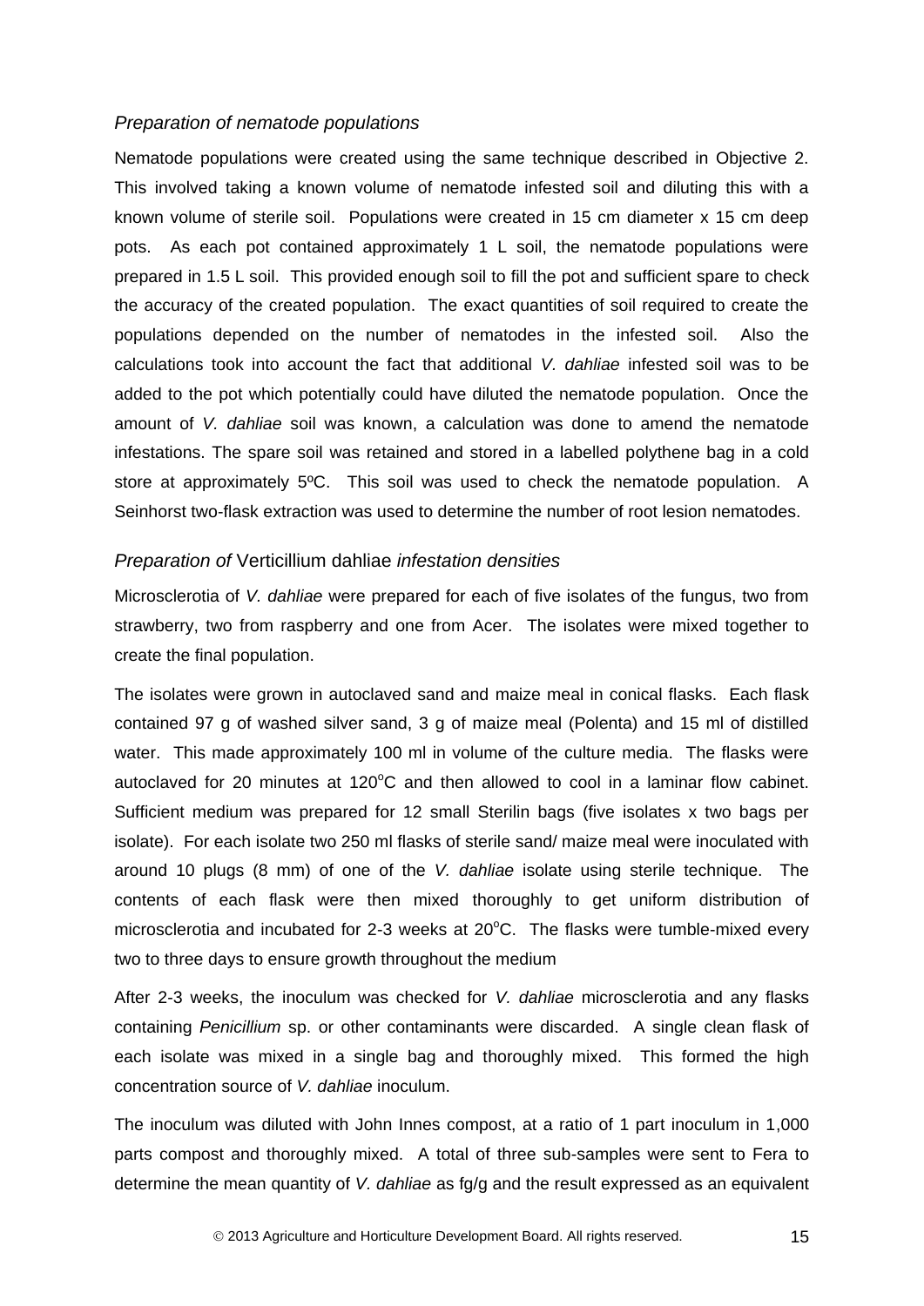*Preparation of nematode populations*

Nematode populations were created using the same technique described in Objective 2. This involved taking a known volume of nematode infested soil and diluting this with a known volume of sterile soil. Populations were created in 15 cm diameter x 15 cm deep pots. As each pot contained approximately 1 L soil, the nematode populations were prepared in 1.5 L soil. This provided enough soil to fill the pot and sufficient spare to check the accuracy of the created population. The exact quantities of soil required to create the populations depended on the number of nematodes in the infested soil. Also the calculations took into account the fact that additional *V. dahliae* infested soil was to be added to the pot which potentially could have diluted the nematode population. Once the amount of *V. dahliae* soil was known, a calculation was done to amend the nematode infestations. The spare soil was retained and stored in a labelled polythene bag in a cold store at approximately 5ºC. This soil was used to check the nematode population. A Seinhorst two-flask extraction was used to determine the number of root lesion nematodes.

*Preparation of* Verticillium dahliae *infestation densities*

Microsclerotia of *V. dahliae* were prepared for each of five isolates of the fungus, two from strawberry, two from raspberry and one from Acer. The isolates were mixed together to create the final population.

The isolates were grown in autoclaved sand and maize meal in conical flasks. Each flask contained 97 g of washed silver sand, 3 g of maize meal (Polenta) and 15 ml of distilled water. This made approximately 100 ml in volume of the culture media. The flasks were autoclaved for 20 minutes at 120$^{o}$C and then allowed to cool in a laminar flow cabinet. Sufficient medium was prepared for 12 small Sterilin bags (five isolates x two bags per isolate). For each isolate two 250 ml flasks of sterile sand/ maize meal were inoculated with around 10 plugs (8 mm) of one of the *V. dahliae* isolate using sterile technique. The contents of each flask were then mixed thoroughly to get uniform distribution of microsclerotia and incubated for 2-3 weeks at 20$^{o}$C. The flasks were tumble-mixed every two to three days to ensure growth throughout the medium

After 2-3 weeks, the inoculum was checked for *V. dahliae* microsclerotia and any flasks containing *Penicillium* sp. or other contaminants were discarded. A single clean flask of each isolate was mixed in a single bag and thoroughly mixed. This formed the high concentration source of *V. dahliae* inoculum.

The inoculum was diluted with John Innes compost, at a ratio of 1 part inoculum in 1,000 parts compost and thoroughly mixed. A total of three sub-samples were sent to Fera to determine the mean quantity of *V. dahliae* as fg/g and the result expressed as an equivalent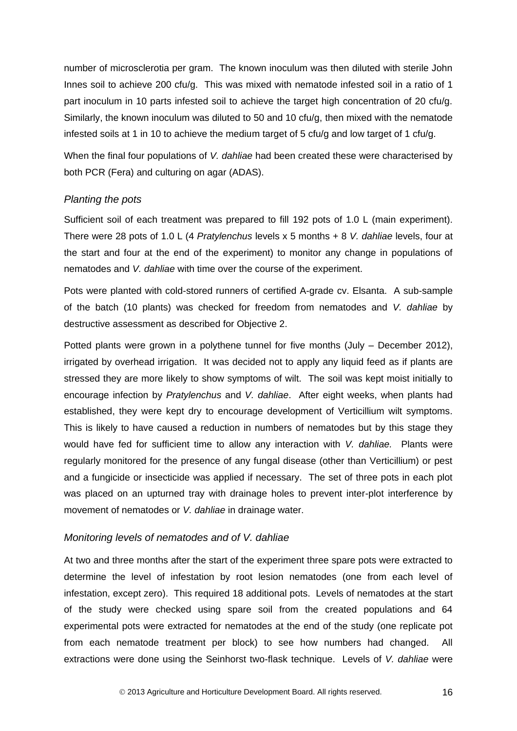number of microsclerotia per gram. The known inoculum was then diluted with sterile John Innes soil to achieve 200 cfu/g. This was mixed with nematode infested soil in a ratio of 1 part inoculum in 10 parts infested soil to achieve the target high concentration of 20 cfu/g. Similarly, the known inoculum was diluted to 50 and 10 cfu/g, then mixed with the nematode infested soils at 1 in 10 to achieve the medium target of 5 cfu/g and low target of 1 cfu/g.

When the final four populations of *V. dahliae* had been created these were characterised by both PCR (Fera) and culturing on agar (ADAS).

### *Planting the pots*

Sufficient soil of each treatment was prepared to fill 192 pots of 1.0 L (main experiment). There were 28 pots of 1.0 L (4 *Pratylenchus* levels x 5 months + 8 *V. dahliae* levels, four at the start and four at the end of the experiment) to monitor any change in populations of nematodes and *V. dahliae* with time over the course of the experiment.

Pots were planted with cold-stored runners of certified A-grade cv. Elsanta. A sub-sample of the batch (10 plants) was checked for freedom from nematodes and *V. dahliae* by destructive assessment as described for Objective 2.

Potted plants were grown in a polythene tunnel for five months (July – December 2012), irrigated by overhead irrigation. It was decided not to apply any liquid feed as if plants are stressed they are more likely to show symptoms of wilt. The soil was kept moist initially to encourage infection by *Pratylenchus* and *V. dahliae*. After eight weeks, when plants had established, they were kept dry to encourage development of Verticillium wilt symptoms. This is likely to have caused a reduction in numbers of nematodes but by this stage they would have fed for sufficient time to allow any interaction with *V. dahliae.* Plants were regularly monitored for the presence of any fungal disease (other than Verticillium) or pest and a fungicide or insecticide was applied if necessary. The set of three pots in each plot was placed on an upturned tray with drainage holes to prevent inter-plot interference by movement of nematodes or *V. dahliae* in drainage water.

### *Monitoring levels of nematodes and of V. dahliae*

At two and three months after the start of the experiment three spare pots were extracted to determine the level of infestation by root lesion nematodes (one from each level of infestation, except zero). This required 18 additional pots. Levels of nematodes at the start of the study were checked using spare soil from the created populations and 64 experimental pots were extracted for nematodes at the end of the study (one replicate pot from each nematode treatment per block) to see how numbers had changed. All extractions were done using the Seinhorst two-flask technique. Levels of *V. dahliae* were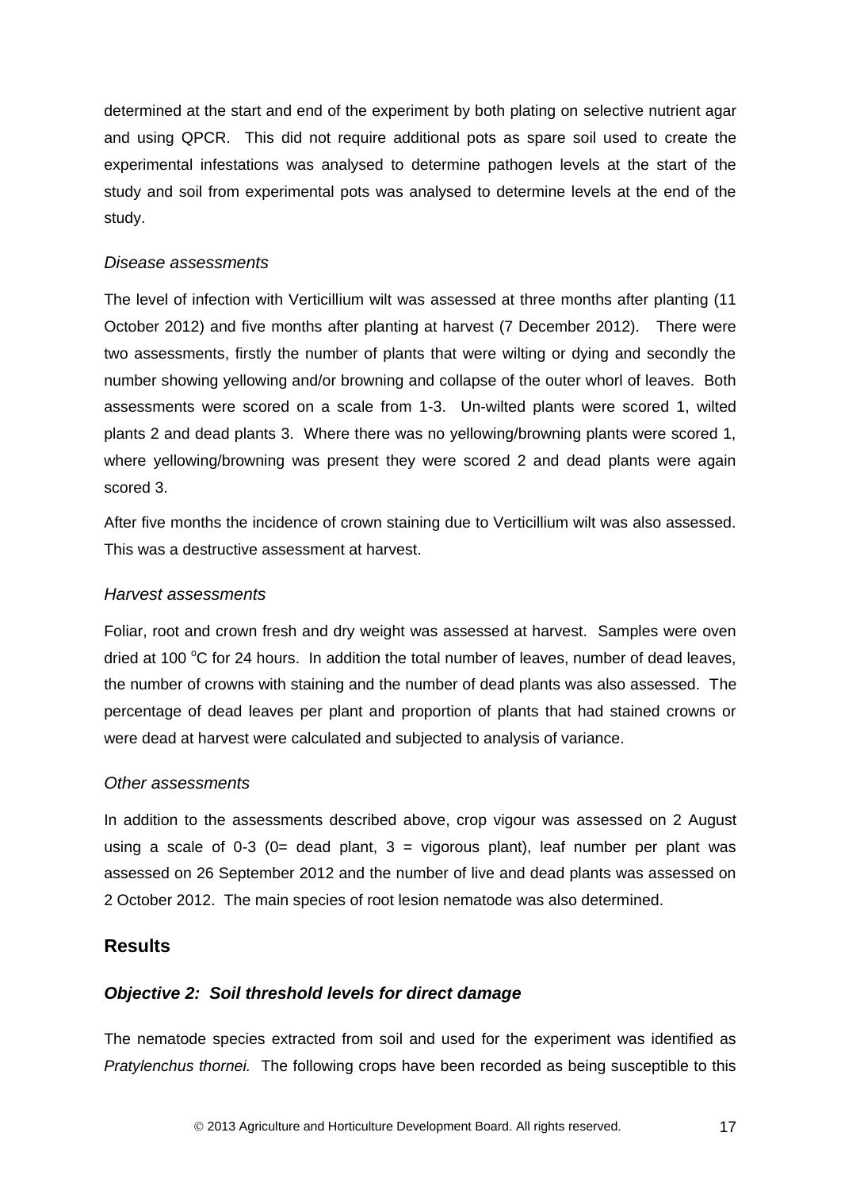determined at the start and end of the experiment by both plating on selective nutrient agar and using QPCR. This did not require additional pots as spare soil used to create the experimental infestations was analysed to determine pathogen levels at the start of the study and soil from experimental pots was analysed to determine levels at the end of the study.

### *Disease assessments*

The level of infection with Verticillium wilt was assessed at three months after planting (11 October 2012) and five months after planting at harvest (7 December 2012). There were two assessments, firstly the number of plants that were wilting or dying and secondly the number showing yellowing and/or browning and collapse of the outer whorl of leaves. Both assessments were scored on a scale from 1-3. Un-wilted plants were scored 1, wilted plants 2 and dead plants 3. Where there was no yellowing/browning plants were scored 1, where yellowing/browning was present they were scored 2 and dead plants were again scored 3.

After five months the incidence of crown staining due to Verticillium wilt was also assessed. This was a destructive assessment at harvest.

### *Harvest assessments*

Foliar, root and crown fresh and dry weight was assessed at harvest. Samples were oven dried at 100 $^{o}$C for 24 hours. In addition the total number of leaves, number of dead leaves, the number of crowns with staining and the number of dead plants was also assessed. The percentage of dead leaves per plant and proportion of plants that had stained crowns or were dead at harvest were calculated and subjected to analysis of variance.

### *Other assessments*

In addition to the assessments described above, crop vigour was assessed on 2 August using a scale of 0-3 (0= dead plant, 3 = vigorous plant), leaf number per plant was assessed on 26 September 2012 and the number of live and dead plants was assessed on 2 October 2012. The main species of root lesion nematode was also determined.

## Results

### ***Objective 2: Soil threshold levels for direct damage***

The nematode species extracted from soil and used for the experiment was identified as *Pratylenchus thornei.* The following crops have been recorded as being susceptible to this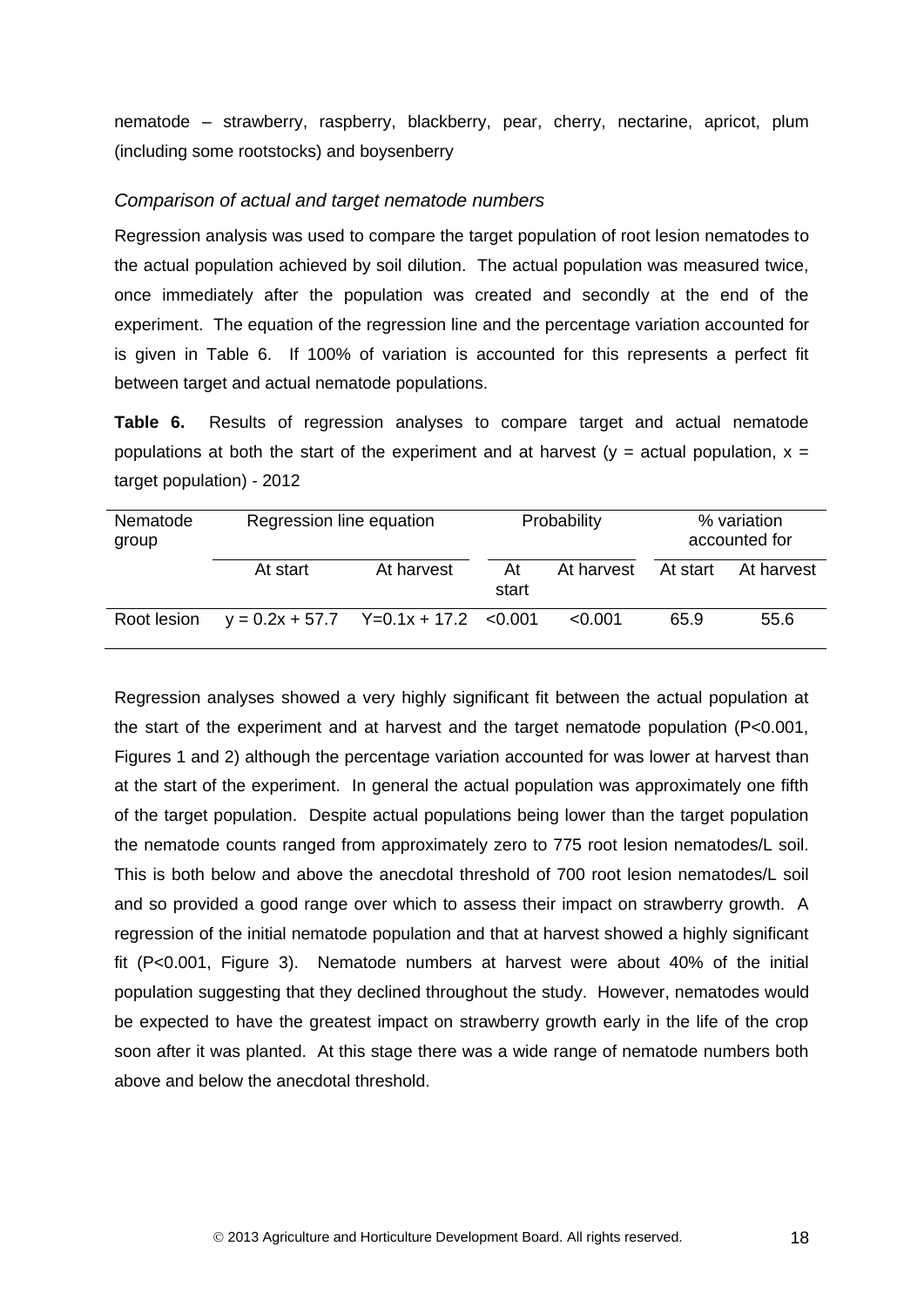nematode – strawberry, raspberry, blackberry, pear, cherry, nectarine, apricot, plum (including some rootstocks) and boysenberry

### *Comparison of actual and target nematode numbers*

Regression analysis was used to compare the target population of root lesion nematodes to the actual population achieved by soil dilution. The actual population was measured twice, once immediately after the population was created and secondly at the end of the experiment. The equation of the regression line and the percentage variation accounted for is given in Table 6. If 100% of variation is accounted for this represents a perfect fit between target and actual nematode populations.

**Table 6.** Results of regression analyses to compare target and actual nematode populations at both the start of the experiment and at harvest ($y$ = actual population, $x$ = target population) - 2012

| Nematode group | Regression line equation | | Probability | | % variation accounted for | |
|---|---|---|---|---|---|---|
| | At start | At harvest | At start | At harvest | At start | At harvest |
| Root lesion | $y = 0.2x + 57.7$ | $Y = 0.1x + 17.2$ | <0.001 | <0.001 | 65.9 | 55.6 |

Regression analyses showed a very highly significant fit between the actual population at the start of the experiment and at harvest and the target nematode population ($P<0.001$, Figures 1 and 2) although the percentage variation accounted for was lower at harvest than at the start of the experiment. In general the actual population was approximately one fifth of the target population. Despite actual populations being lower than the target population the nematode counts ranged from approximately zero to 775 root lesion nematodes/L soil. This is both below and above the anecdotal threshold of 700 root lesion nematodes/L soil and so provided a good range over which to assess their impact on strawberry growth. A regression of the initial nematode population and that at harvest showed a highly significant fit ($P<0.001$, Figure 3). Nematode numbers at harvest were about 40% of the initial population suggesting that they declined throughout the study. However, nematodes would be expected to have the greatest impact on strawberry growth early in the life of the crop soon after it was planted. At this stage there was a wide range of nematode numbers both above and below the anecdotal threshold.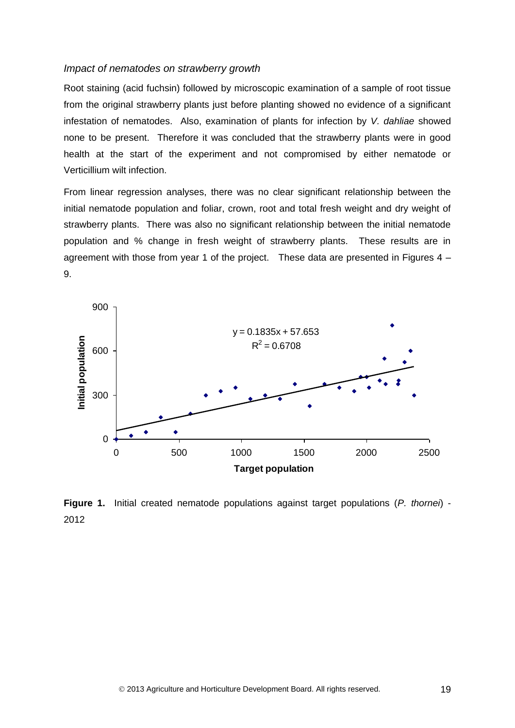*Impact of nematodes on strawberry growth*

Root staining (acid fuchsin) followed by microscopic examination of a sample of root tissue from the original strawberry plants just before planting showed no evidence of a significant infestation of nematodes. Also, examination of plants for infection by *V. dahliae* showed none to be present. Therefore it was concluded that the strawberry plants were in good health at the start of the experiment and not compromised by either nematode or Verticillium wilt infection.

From linear regression analyses, there was no clear significant relationship between the initial nematode population and foliar, crown, root and total fresh weight and dry weight of strawberry plants. There was also no significant relationship between the initial nematode population and % change in fresh weight of strawberry plants. These results are in agreement with those from year 1 of the project. These data are presented in Figures 4 – 9.

**Figure 1.** Initial created nematode populations against target populations (*P. thornei*) - 2012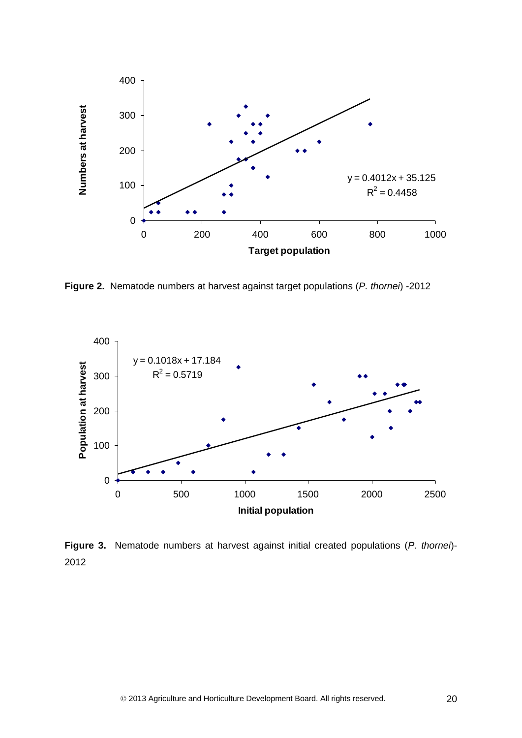**Figure 2.** Nematode numbers at harvest against target populations (*P. thornei*) -2012

**Figure 3.** Nematode numbers at harvest against initial created populations (*P. thornei*)- 2012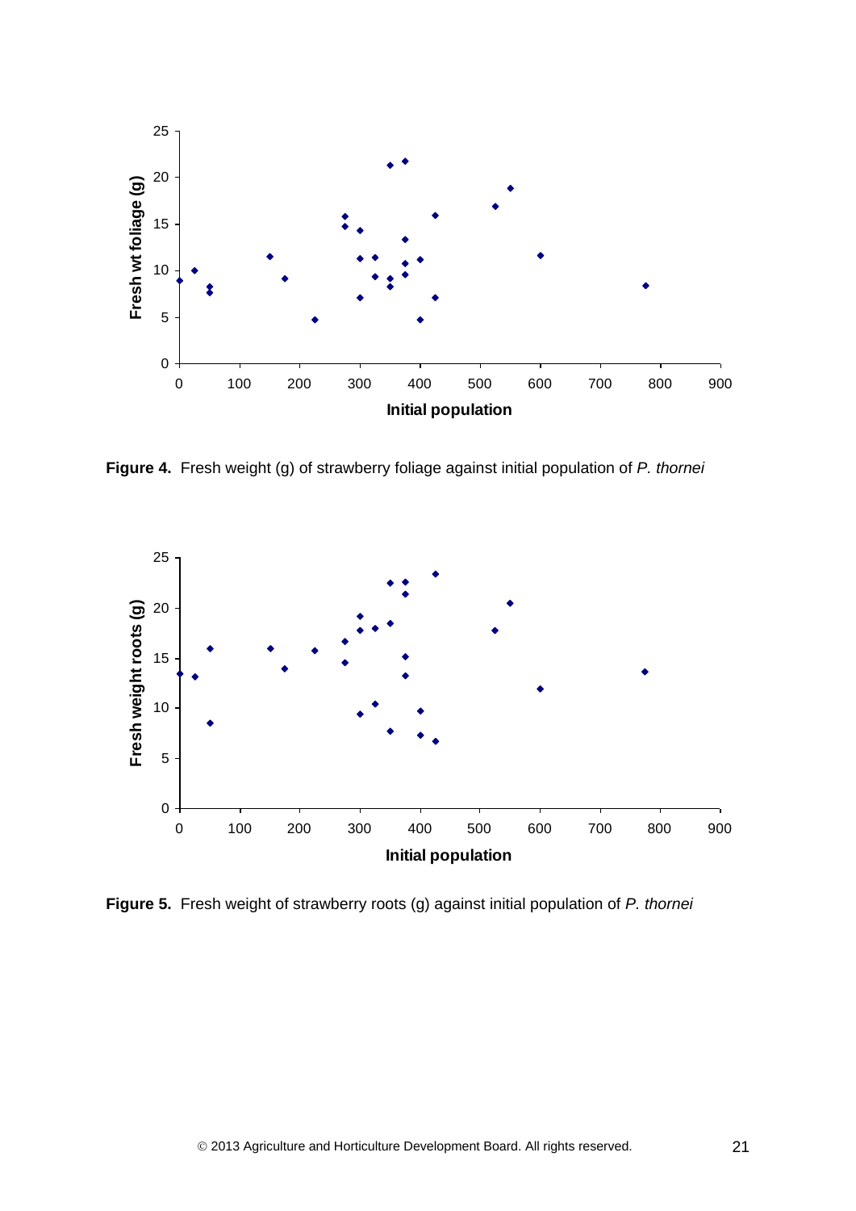**Figure 4.** Fresh weight (g) of strawberry foliage against initial population of *P. thornei*

**Figure 5.** Fresh weight of strawberry roots (g) against initial population of *P. thornei*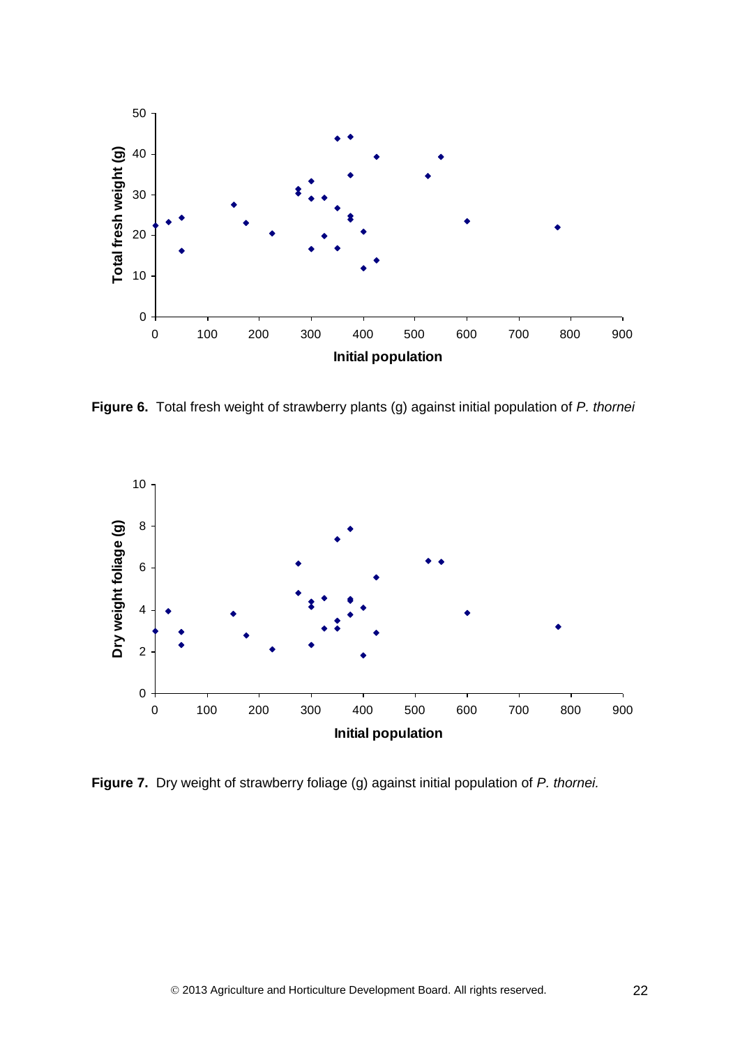**Figure 6.** Total fresh weight of strawberry plants (g) against initial population of *P. thornei*

**Figure 7.** Dry weight of strawberry foliage (g) against initial population of *P. thornei.*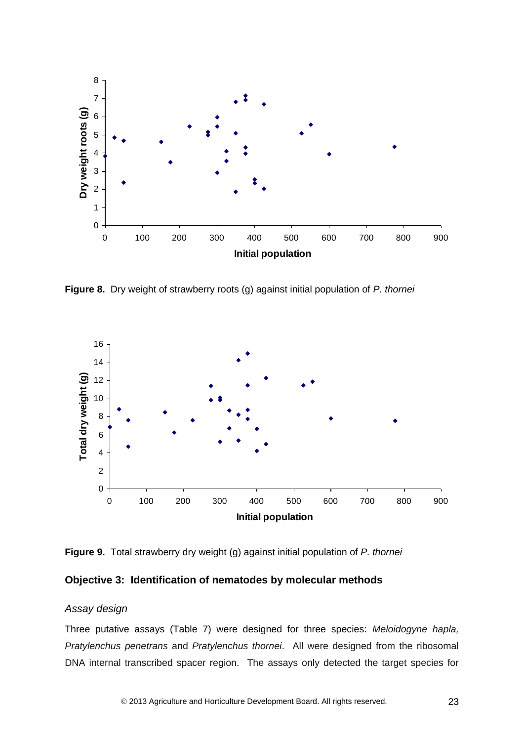**Figure 8.** Dry weight of strawberry roots (g) against initial population of *P. thornei*

**Figure 9.** Total strawberry dry weight (g) against initial population of *P. thornei*

### Objective 3: Identification of nematodes by molecular methods

*Assay design*

Three putative assays (Table 7) were designed for three species: *Meloidogyne hapla, Pratylenchus penetrans* and *Pratylenchus thornei*. All were designed from the ribosomal DNA internal transcribed spacer region. The assays only detected the target species for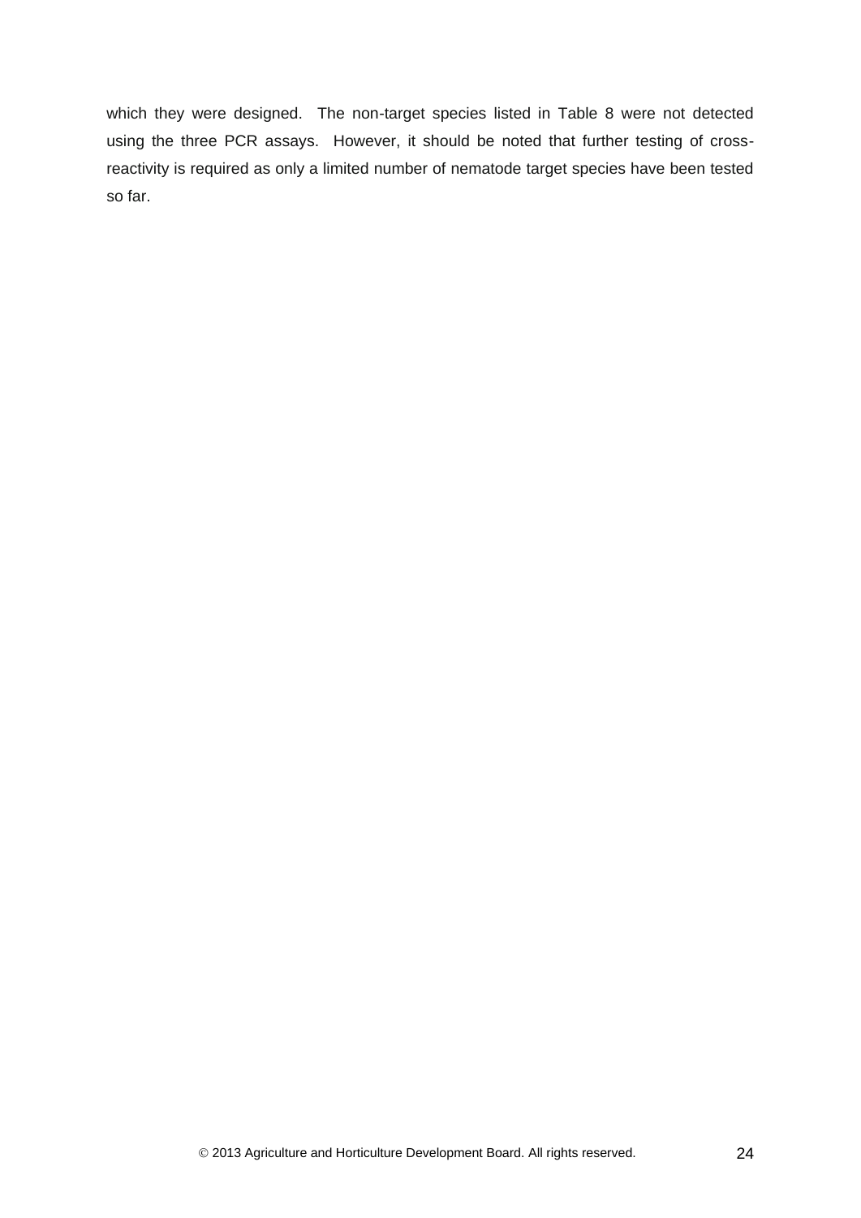which they were designed. The non-target species listed in Table 8 were not detected using the three PCR assays. However, it should be noted that further testing of cross-reactivity is required as only a limited number of nematode target species have been tested so far.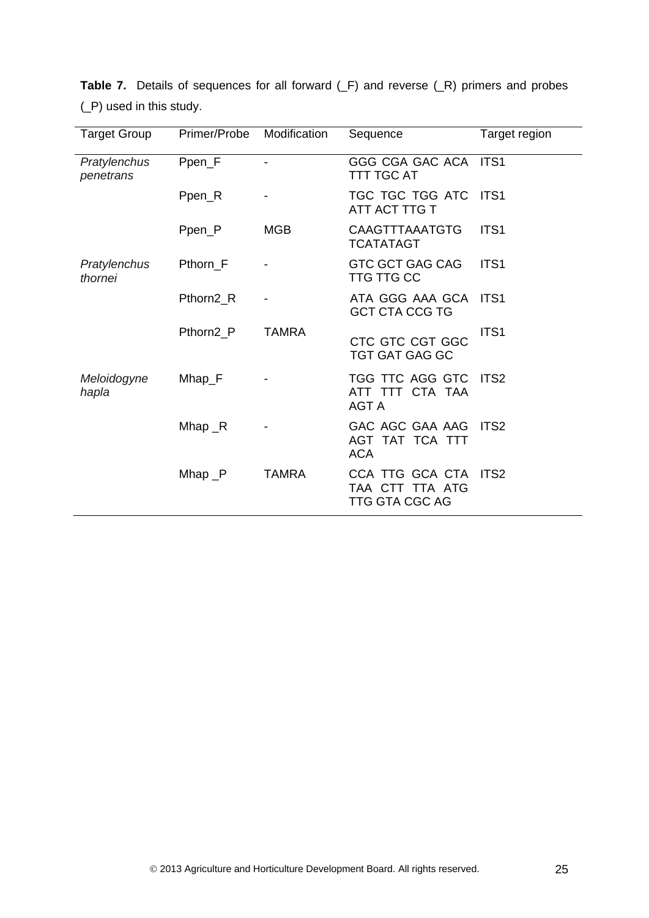**Table 7.** Details of sequences for all forward (_F) and reverse (_R) primers and probes (_P) used in this study.

| Target Group | Primer/Probe | Modification | Sequence | Target region |
|---|---|---|---|---|
| *Pratylenchus penetrans* | Ppen_F | - | GGG CGA GAC ACA TTT TGC AT | ITS1 |
| | Ppen_R | - | TGC TGC TGG ATC ATT ACT TTG T | ITS1 |
| | Ppen_P | MGB | CAAGTTTAAATGTG TCATATAGT | ITS1 |
| *Pratylenchus thornei* | Pthorn_F | - | GTC GCT GAG CAG TTG TTG CC | ITS1 |
| | Pthorn2_R | - | ATA GGG AAA GCA GCT CTA CCG TG | ITS1 |
| | Pthorn2_P | TAMRA | CTC GTC CGT GGC TGT GAT GAG GC | ITS1 |
| *Meloidogyne hapla* | Mhap_F | - | TGG TTC AGG GTC ATT TTT CTA TAA AGT A | ITS2 |
| | Mhap _R | - | GAC AGC GAA AAG AGT TAT TCA TTT ACA | ITS2 |
| | Mhap _P | TAMRA | CCA TTG GCA CTA TAA CTT TTA ATG TTG GTA CGC AG | ITS2 |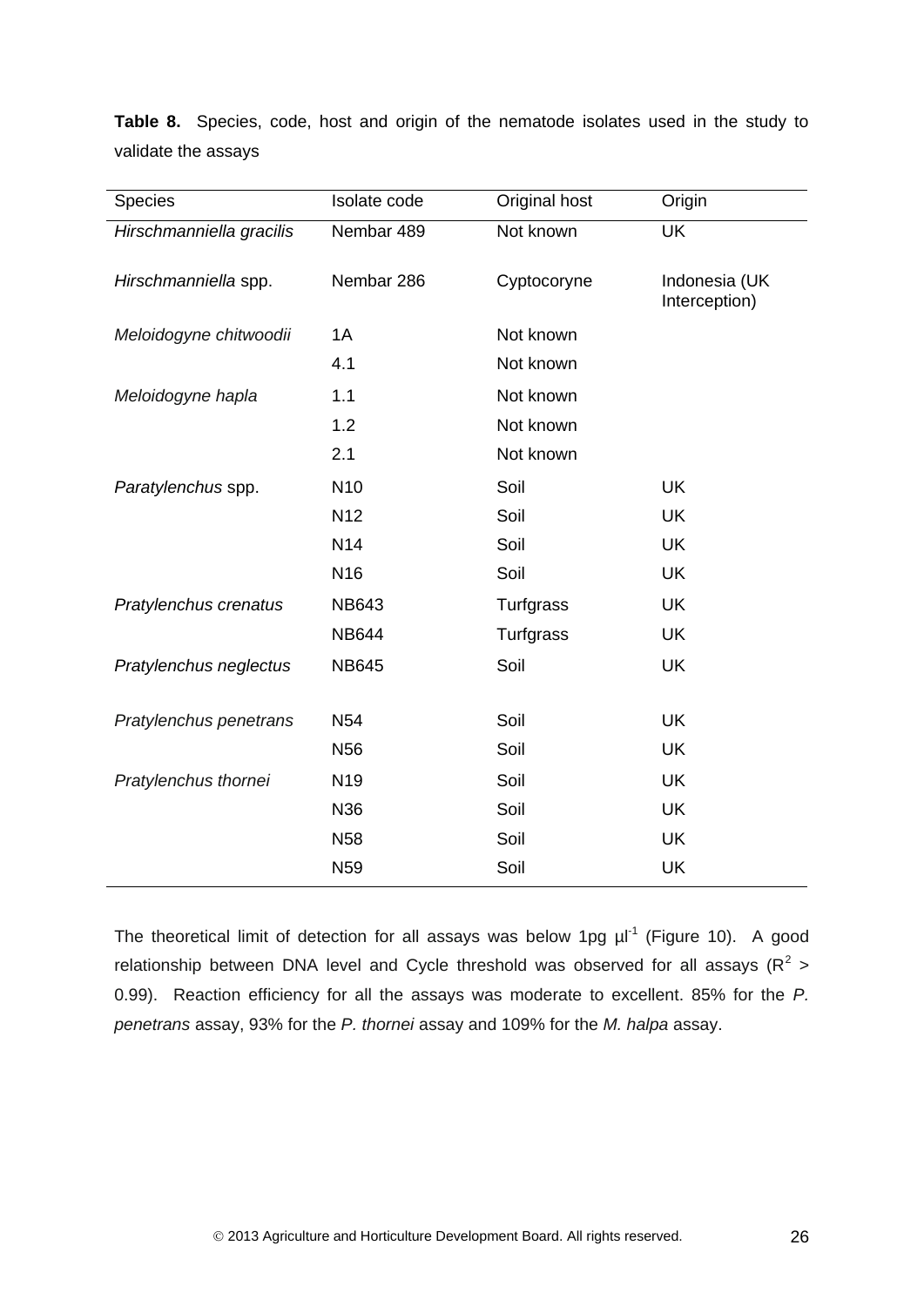**Table 8.** Species, code, host and origin of the nematode isolates used in the study to validate the assays

| Species | Isolate code | Original host | Origin |
|---|---|---|---|
| *Hirschmanniella gracilis* | Nembar 489 | Not known | UK |
| *Hirschmanniella* spp. | Nembar 286 | Cyptocoryne | Indonesia (UK Interception) |
| *Meloidogyne chitwoodii* | 1A | Not known | |
| | 4.1 | Not known | |
| *Meloidogyne hapla* | 1.1 | Not known | |
| | 1.2 | Not known | |
| | 2.1 | Not known | |
| *Paratylenchus* spp. | N10 | Soil | UK |
| | N12 | Soil | UK |
| | N14 | Soil | UK |
| | N16 | Soil | UK |
| *Pratylenchus crenatus* | NB643 | Turfgrass | UK |
| | NB644 | Turfgrass | UK |
| *Pratylenchus neglectus* | NB645 | Soil | UK |
| *Pratylenchus penetrans* | N54 | Soil | UK |
| | N56 | Soil | UK |
| *Pratylenchus thornei* | N19 | Soil | UK |
| | N36 | Soil | UK |
| | N58 | Soil | UK |
| | N59 | Soil | UK |

The theoretical limit of detection for all assays was below 1pg $\mu l^{-1}$ (Figure 10). A good relationship between DNA level and Cycle threshold was observed for all assays ($R^2 > 0.99$). Reaction efficiency for all the assays was moderate to excellent. 85% for the *P. penetrans* assay, 93% for the *P. thornei* assay and 109% for the *M. halpa* assay.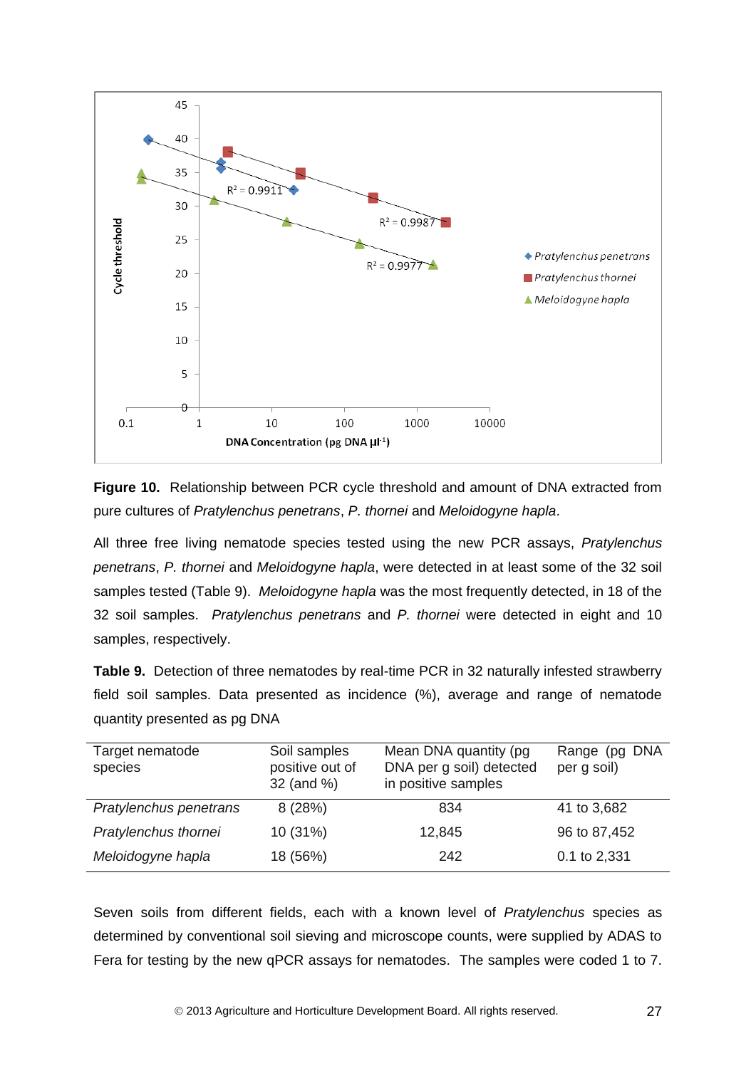**Figure 10.** Relationship between PCR cycle threshold and amount of DNA extracted from pure cultures of *Pratylenchus penetrans*, *P. thornei* and *Meloidogyne hapla*.

All three free living nematode species tested using the new PCR assays, *Pratylenchus penetrans*, *P. thornei* and *Meloidogyne hapla*, were detected in at least some of the 32 soil samples tested (Table 9). *Meloidogyne hapla* was the most frequently detected, in 18 of the 32 soil samples. *Pratylenchus penetrans* and *P. thornei* were detected in eight and 10 samples, respectively.

**Table 9.** Detection of three nematodes by real-time PCR in 32 naturally infested strawberry field soil samples. Data presented as incidence (%), average and range of nematode quantity presented as pg DNA

| Target nematode species | Soil samples positive out of 32 (and %) | Mean DNA quantity (pg DNA per g soil) detected in positive samples | Range (pg DNA per g soil) |
|---|---|---|---|
| *Pratylenchus penetrans* | 8 (28%) | 834 | 41 to 3,682 |
| *Pratylenchus thornei* | 10 (31%) | 12,845 | 96 to 87,452 |
| *Meloidogyne hapla* | 18 (56%) | 242 | 0.1 to 2,331 |

Seven soils from different fields, each with a known level of *Pratylenchus* species as determined by conventional soil sieving and microscope counts, were supplied by ADAS to Fera for testing by the new qPCR assays for nematodes. The samples were coded 1 to 7.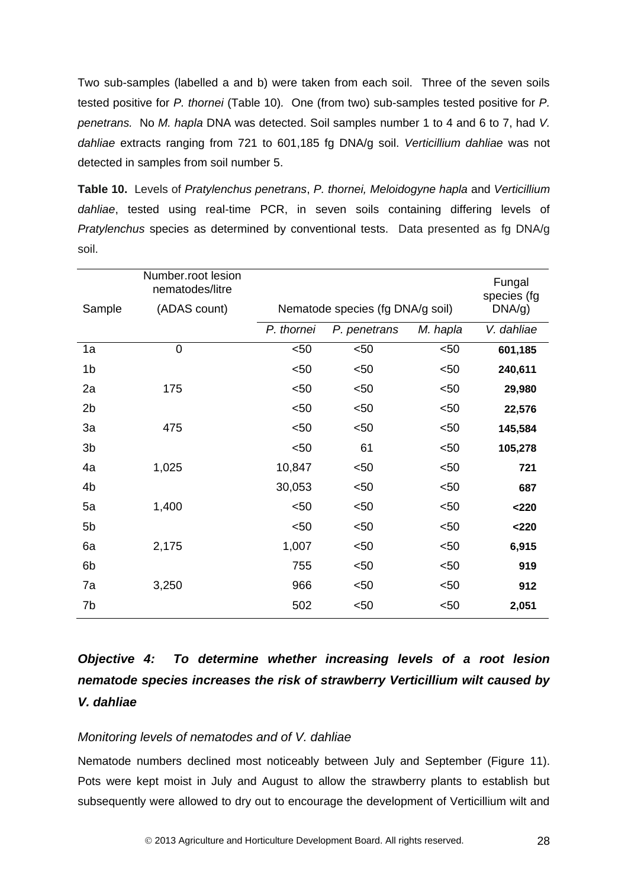Two sub-samples (labelled a and b) were taken from each soil. Three of the seven soils tested positive for *P. thornei* (Table 10). One (from two) sub-samples tested positive for *P. penetrans.* No *M. hapla* DNA was detected. Soil samples number 1 to 4 and 6 to 7, had *V. dahliae* extracts ranging from 721 to 601,185 fg DNA/g soil. *Verticillium dahliae* was not detected in samples from soil number 5.

**Table 10.** Levels of *Pratylenchus penetrans*, *P. thornei, Meloidogyne hapla* and *Verticillium dahliae*, tested using real-time PCR, in seven soils containing differing levels of *Pratylenchus* species as determined by conventional tests. Data presented as fg DNA/g soil.

| Sample | Number.root lesion nematodes/litre (ADAS count) | Nematode species (fg DNA/g soil) | | | Fungal species (fg DNA/g) |
|---|---|---|---|---|---|
| | | *P. thornei* | *P. penetrans* | *M. hapla* | *V. dahliae* |
| 1a | 0 | <50 | <50 | <50 | **601,185** |
| 1b | | <50 | <50 | <50 | **240,611** |
| 2a | 175 | <50 | <50 | <50 | **29,980** |
| 2b | | <50 | <50 | <50 | **22,576** |
| 3a | 475 | <50 | <50 | <50 | **145,584** |
| 3b | | <50 | 61 | <50 | **105,278** |
| 4a | 1,025 | 10,847 | <50 | <50 | **721** |
| 4b | | 30,053 | <50 | <50 | **687** |
| 5a | 1,400 | <50 | <50 | <50 | **<220** |
| 5b | | <50 | <50 | <50 | **<220** |
| 6a | 2,175 | 1,007 | <50 | <50 | **6,915** |
| 6b | | 755 | <50 | <50 | **919** |
| 7a | 3,250 | 966 | <50 | <50 | **912** |
| 7b | | 502 | <50 | <50 | **2,051** |

### *Objective 4: To determine whether increasing levels of a root lesion nematode species increases the risk of strawberry Verticillium wilt caused by V. dahliae*

*Monitoring levels of nematodes and of V. dahliae*

Nematode numbers declined most noticeably between July and September (Figure 11). Pots were kept moist in July and August to allow the strawberry plants to establish but subsequently were allowed to dry out to encourage the development of Verticillium wilt and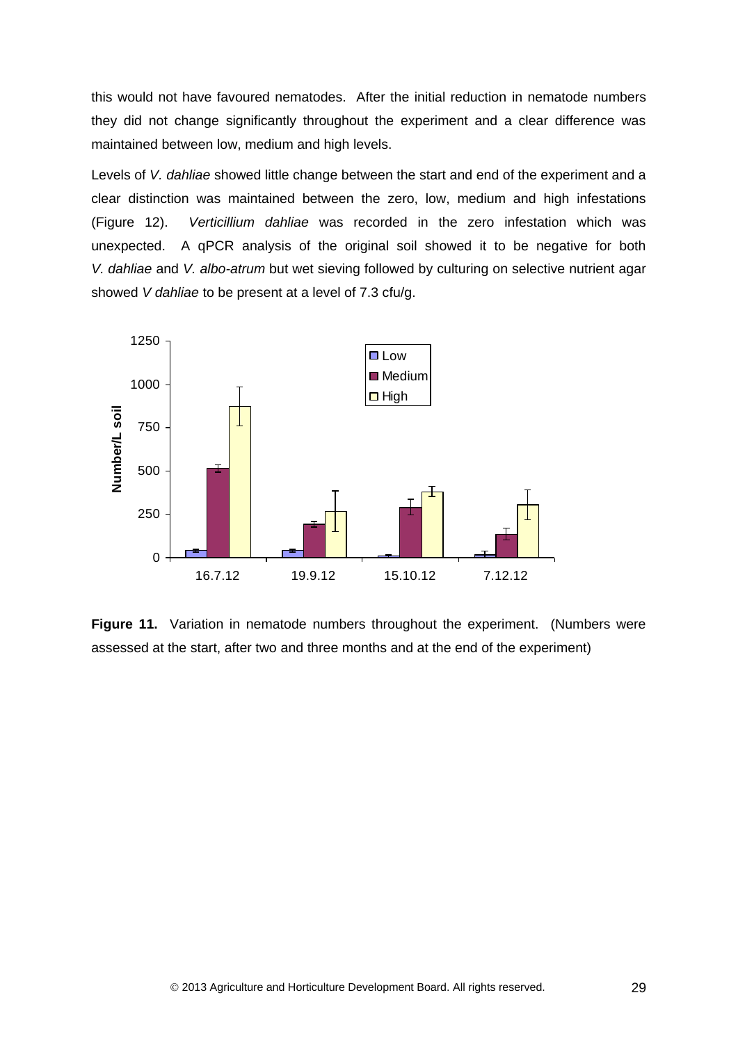this would not have favoured nematodes. After the initial reduction in nematode numbers they did not change significantly throughout the experiment and a clear difference was maintained between low, medium and high levels.

Levels of *V. dahliae* showed little change between the start and end of the experiment and a clear distinction was maintained between the zero, low, medium and high infestations (Figure 12). *Verticillium dahliae* was recorded in the zero infestation which was unexpected. A qPCR analysis of the original soil showed it to be negative for both *V. dahliae* and *V. albo-atrum* but wet sieving followed by culturing on selective nutrient agar showed *V dahliae* to be present at a level of 7.3 cfu/g.

**Figure 11.** Variation in nematode numbers throughout the experiment. (Numbers were assessed at the start, after two and three months and at the end of the experiment)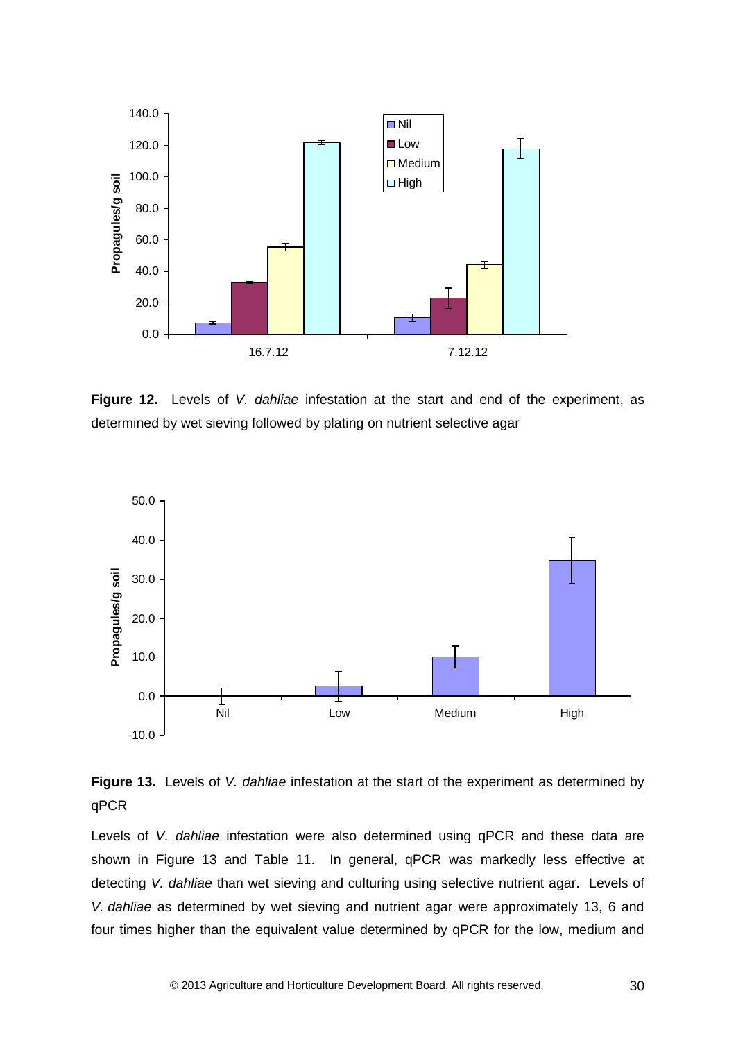**Figure 12.** Levels of *V. dahliae* infestation at the start and end of the experiment, as determined by wet sieving followed by plating on nutrient selective agar

**Figure 13.** Levels of *V. dahliae* infestation at the start of the experiment as determined by qPCR

Levels of *V. dahliae* infestation were also determined using qPCR and these data are shown in Figure 13 and Table 11. In general, qPCR was markedly less effective at detecting *V. dahliae* than wet sieving and culturing using selective nutrient agar. Levels of *V. dahliae* as determined by wet sieving and nutrient agar were approximately 13, 6 and four times higher than the equivalent value determined by qPCR for the low, medium and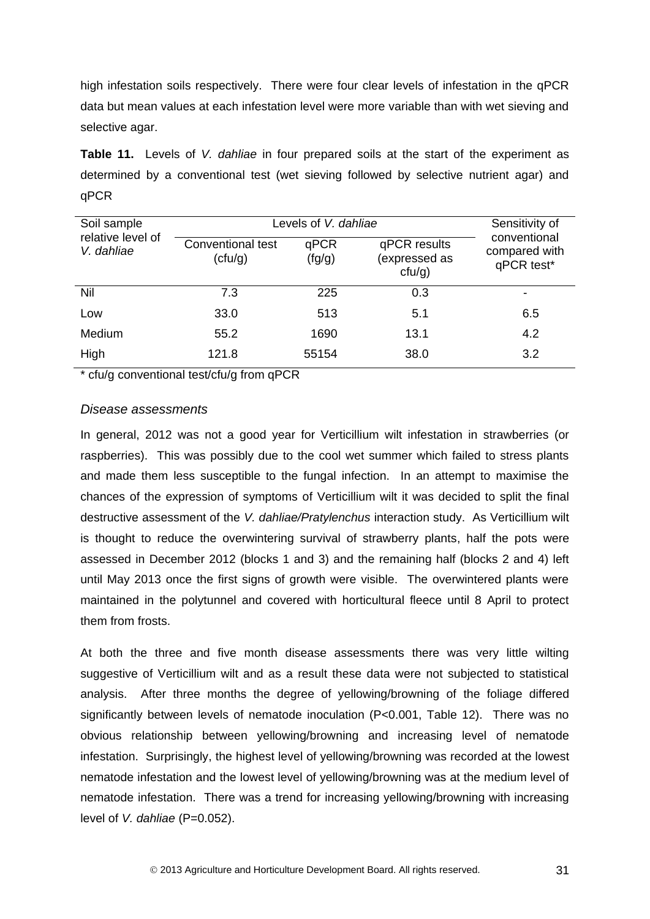high infestation soils respectively. There were four clear levels of infestation in the qPCR data but mean values at each infestation level were more variable than with wet sieving and selective agar.

**Table 11.** Levels of *V. dahliae* in four prepared soils at the start of the experiment as determined by a conventional test (wet sieving followed by selective nutrient agar) and qPCR

| Soil sample relative level of *V. dahliae* | Levels of *V. dahliae* | | | Sensitivity of conventional compared with qPCR test* |
|---|---|---|---|---|
| | Conventional test (cfu/g) | qPCR (fg/g) | qPCR results (expressed as cfu/g) | |
| Nil | 7.3 | 225 | 0.3 | - |
| Low | 33.0 | 513 | 5.1 | 6.5 |
| Medium | 55.2 | 1690 | 13.1 | 4.2 |
| High | 121.8 | 55154 | 38.0 | 3.2 |

\* cfu/g conventional test/cfu/g from qPCR

### *Disease assessments*

In general, 2012 was not a good year for Verticillium wilt infestation in strawberries (or raspberries). This was possibly due to the cool wet summer which failed to stress plants and made them less susceptible to the fungal infection. In an attempt to maximise the chances of the expression of symptoms of Verticillium wilt it was decided to split the final destructive assessment of the *V. dahliae/Pratylenchus* interaction study. As Verticillium wilt is thought to reduce the overwintering survival of strawberry plants, half the pots were assessed in December 2012 (blocks 1 and 3) and the remaining half (blocks 2 and 4) left until May 2013 once the first signs of growth were visible. The overwintered plants were maintained in the polytunnel and covered with horticultural fleece until 8 April to protect them from frosts.

At both the three and five month disease assessments there was very little wilting suggestive of Verticillium wilt and as a result these data were not subjected to statistical analysis. After three months the degree of yellowing/browning of the foliage differed significantly between levels of nematode inoculation ($P<0.001$, Table 12). There was no obvious relationship between yellowing/browning and increasing level of nematode infestation. Surprisingly, the highest level of yellowing/browning was recorded at the lowest nematode infestation and the lowest level of yellowing/browning was at the medium level of nematode infestation. There was a trend for increasing yellowing/browning with increasing level of *V. dahliae* ($P=0.052$).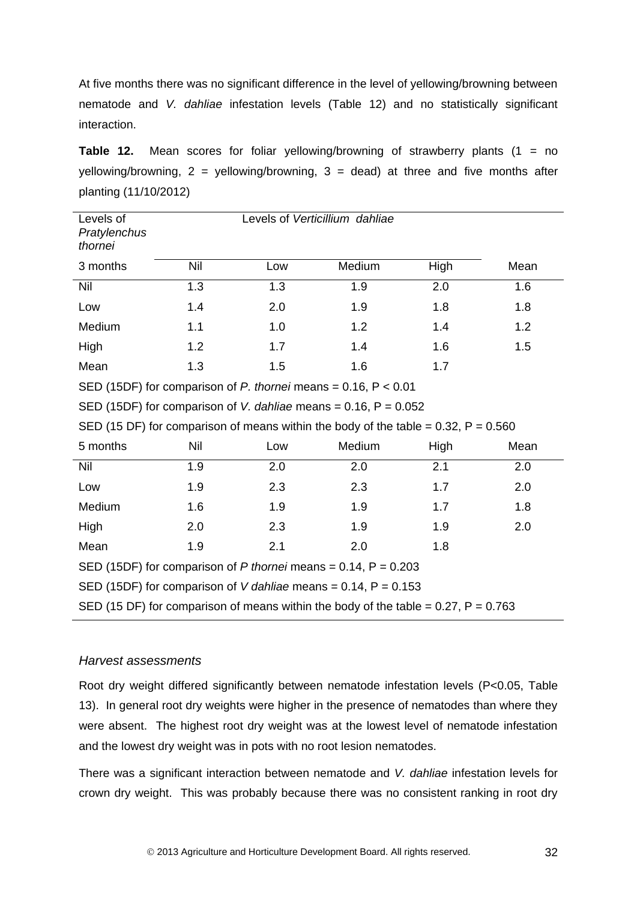At five months there was no significant difference in the level of yellowing/browning between nematode and *V. dahliae* infestation levels (Table 12) and no statistically significant interaction.

**Table 12.** Mean scores for foliar yellowing/browning of strawberry plants (1 = no yellowing/browning, 2 = yellowing/browning, 3 = dead) at three and five months after planting (11/10/2012)

| Levels of *Pratylenchus thornei* | Levels of *Verticillium dahliae* | | | | |
|---|---|---|---|---|---|
| 3 months | Nil | Low | Medium | High | Mean |
| Nil | 1.3 | 1.3 | 1.9 | 2.0 | 1.6 |
| Low | 1.4 | 2.0 | 1.9 | 1.8 | 1.8 |
| Medium | 1.1 | 1.0 | 1.2 | 1.4 | 1.2 |
| High | 1.2 | 1.7 | 1.4 | 1.6 | 1.5 |
| Mean | 1.3 | 1.5 | 1.6 | 1.7 | |
| SED (15DF) for comparison of *P. thornei* means = 0.16, $P < 0.01$ | | | | | |
| SED (15DF) for comparison of *V. dahliae* means = 0.16, $P = 0.052$ | | | | | |
| SED (15 DF) for comparison of means within the body of the table = 0.32, $P = 0.560$ | | | | | |
| 5 months | Nil | Low | Medium | High | Mean |
| Nil | 1.9 | 2.0 | 2.0 | 2.1 | 2.0 |
| Low | 1.9 | 2.3 | 2.3 | 1.7 | 2.0 |
| Medium | 1.6 | 1.9 | 1.9 | 1.7 | 1.8 |
| High | 2.0 | 2.3 | 1.9 | 1.9 | 2.0 |
| Mean | 1.9 | 2.1 | 2.0 | 1.8 | |
| SED (15DF) for comparison of *P thornei* means = 0.14, $P = 0.203$ | | | | | |
| SED (15DF) for comparison of *V dahliae* means = 0.14, $P = 0.153$ | | | | | |
| SED (15 DF) for comparison of means within the body of the table = 0.27, $P = 0.763$ | | | | | |

### *Harvest assessments*

Root dry weight differed significantly between nematode infestation levels ($P<0.05$, Table 13). In general root dry weights were higher in the presence of nematodes than where they were absent. The highest root dry weight was at the lowest level of nematode infestation and the lowest dry weight was in pots with no root lesion nematodes.

There was a significant interaction between nematode and *V. dahliae* infestation levels for crown dry weight. This was probably because there was no consistent ranking in root dry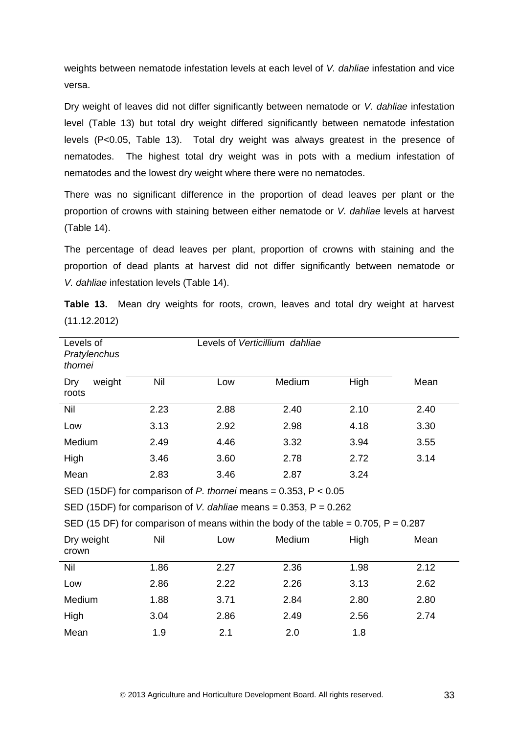weights between nematode infestation levels at each level of *V. dahliae* infestation and vice versa.

Dry weight of leaves did not differ significantly between nematode or *V. dahliae* infestation level (Table 13) but total dry weight differed significantly between nematode infestation levels ($P<0.05$, Table 13). Total dry weight was always greatest in the presence of nematodes. The highest total dry weight was in pots with a medium infestation of nematodes and the lowest dry weight where there were no nematodes.

There was no significant difference in the proportion of dead leaves per plant or the proportion of crowns with staining between either nematode or *V. dahliae* levels at harvest (Table 14).

The percentage of dead leaves per plant, proportion of crowns with staining and the proportion of dead plants at harvest did not differ significantly between nematode or *V. dahliae* infestation levels (Table 14).

**Table 13.** Mean dry weights for roots, crown, leaves and total dry weight at harvest (11.12.2012)

| Levels of *Pratylenchus thornei* | Levels of *Verticillium dahliae* | | | | |
|---|---|---|---|---|---|
| Dry weight roots | Nil | Low | Medium | High | Mean |
| Nil | 2.23 | 2.88 | 2.40 | 2.10 | 2.40 |
| Low | 3.13 | 2.92 | 2.98 | 4.18 | 3.30 |
| Medium | 2.49 | 4.46 | 3.32 | 3.94 | 3.55 |
| High | 3.46 | 3.60 | 2.78 | 2.72 | 3.14 |
| Mean | 2.83 | 3.46 | 2.87 | 3.24 | |
| SED (15DF) for comparison of *P. thornei* means = 0.353, $P < 0.05$ | | | | | |
| SED (15DF) for comparison of *V. dahliae* means = 0.353, $P = 0.262$ | | | | | |
| SED (15 DF) for comparison of means within the body of the table = 0.705, $P = 0.287$ | | | | | |
| Dry weight crown | Nil | Low | Medium | High | Mean |
| Nil | 1.86 | 2.27 | 2.36 | 1.98 | 2.12 |
| Low | 2.86 | 2.22 | 2.26 | 3.13 | 2.62 |
| Medium | 1.88 | 3.71 | 2.84 | 2.80 | 2.80 |
| High | 3.04 | 2.86 | 2.49 | 2.56 | 2.74 |
| Mean | 1.9 | 2.1 | 2.0 | 1.8 | |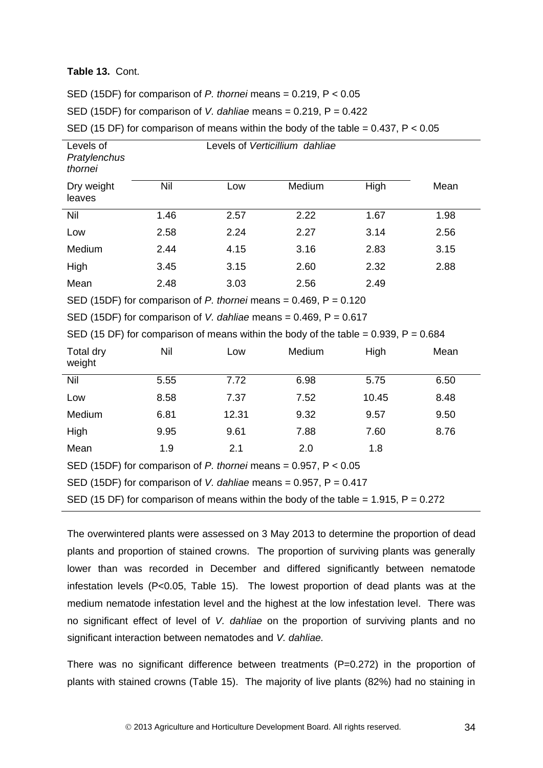**Table 13.** Cont.

SED (15DF) for comparison of *P. thornei* means = 0.219, $P < 0.05$

SED (15DF) for comparison of *V. dahliae* means = 0.219, $P = 0.422$

SED (15 DF) for comparison of means within the body of the table = 0.437, $P < 0.05$

| Levels of *Pratylenchus thornei* | Levels of *Verticillium dahliae* | | | | |
|---|---|---|---|---|---|
| Dry weight leaves | Nil | Low | Medium | High | Mean |
| Nil | 1.46 | 2.57 | 2.22 | 1.67 | 1.98 |
| Low | 2.58 | 2.24 | 2.27 | 3.14 | 2.56 |
| Medium | 2.44 | 4.15 | 3.16 | 2.83 | 3.15 |
| High | 3.45 | 3.15 | 2.60 | 2.32 | 2.88 |
| Mean | 2.48 | 3.03 | 2.56 | 2.49 | |

SED (15DF) for comparison of *P. thornei* means = 0.469, $P = 0.120$

SED (15DF) for comparison of *V. dahliae* means = 0.469, $P = 0.617$

SED (15 DF) for comparison of means within the body of the table = 0.939, $P = 0.684$

| Total dry weight | Nil | Low | Medium | High | Mean |
|---|---|---|---|---|---|
| Nil | 5.55 | 7.72 | 6.98 | 5.75 | 6.50 |
| Low | 8.58 | 7.37 | 7.52 | 10.45 | 8.48 |
| Medium | 6.81 | 12.31 | 9.32 | 9.57 | 9.50 |
| High | 9.95 | 9.61 | 7.88 | 7.60 | 8.76 |
| Mean | 1.9 | 2.1 | 2.0 | 1.8 | |

SED (15DF) for comparison of *P. thornei* means = 0.957, $P < 0.05$

SED (15DF) for comparison of *V. dahliae* means = 0.957, $P = 0.417$

SED (15 DF) for comparison of means within the body of the table = 1.915, $P = 0.272$

The overwintered plants were assessed on 3 May 2013 to determine the proportion of dead plants and proportion of stained crowns. The proportion of surviving plants was generally lower than was recorded in December and differed significantly between nematode infestation levels ($P<0.05$, Table 15). The lowest proportion of dead plants was at the medium nematode infestation level and the highest at the low infestation level. There was no significant effect of level of *V. dahliae* on the proportion of surviving plants and no significant interaction between nematodes and *V. dahliae.*

There was no significant difference between treatments ($P=0.272$) in the proportion of plants with stained crowns (Table 15). The majority of live plants (82%) had no staining in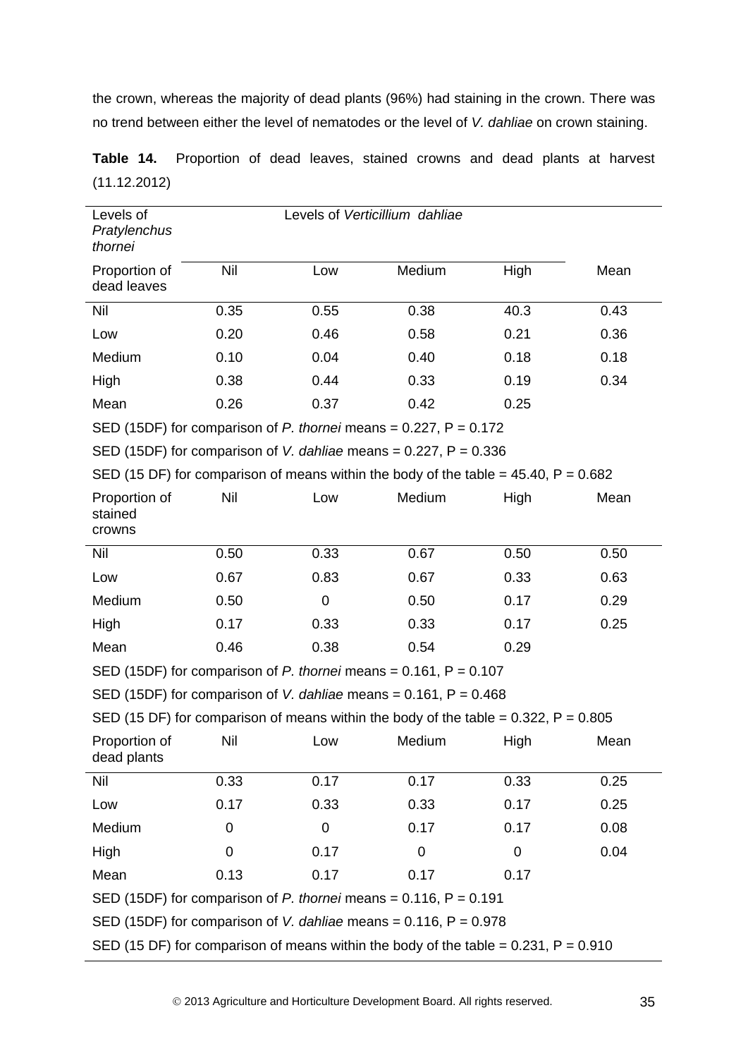the crown, whereas the majority of dead plants (96%) had staining in the crown. There was no trend between either the level of nematodes or the level of *V. dahliae* on crown staining.

**Table 14.** Proportion of dead leaves, stained crowns and dead plants at harvest (11.12.2012)

| Levels of *Pratylenchus thornei* | Levels of *Verticillium dahliae* | | | | |
|---|---|---|---|---|---|
| Proportion of dead leaves | Nil | Low | Medium | High | Mean |
| Nil | 0.35 | 0.55 | 0.38 | 40.3 | 0.43 |
| Low | 0.20 | 0.46 | 0.58 | 0.21 | 0.36 |
| Medium | 0.10 | 0.04 | 0.40 | 0.18 | 0.18 |
| High | 0.38 | 0.44 | 0.33 | 0.19 | 0.34 |
| Mean | 0.26 | 0.37 | 0.42 | 0.25 | |
| SED (15DF) for comparison of *P. thornei* means = 0.227, P = 0.172 | | | | | |
| SED (15DF) for comparison of *V. dahliae* means = 0.227, P = 0.336 | | | | | |
| SED (15 DF) for comparison of means within the body of the table = 45.40, P = 0.682 | | | | | |
| Proportion of stained crowns | Nil | Low | Medium | High | Mean |
| Nil | 0.50 | 0.33 | 0.67 | 0.50 | 0.50 |
| Low | 0.67 | 0.83 | 0.67 | 0.33 | 0.63 |
| Medium | 0.50 | 0 | 0.50 | 0.17 | 0.29 |
| High | 0.17 | 0.33 | 0.33 | 0.17 | 0.25 |
| Mean | 0.46 | 0.38 | 0.54 | 0.29 | |
| SED (15DF) for comparison of *P. thornei* means = 0.161, P = 0.107 | | | | | |
| SED (15DF) for comparison of *V. dahliae* means = 0.161, P = 0.468 | | | | | |
| SED (15 DF) for comparison of means within the body of the table = 0.322, P = 0.805 | | | | | |
| Proportion of dead plants | Nil | Low | Medium | High | Mean |
| Nil | 0.33 | 0.17 | 0.17 | 0.33 | 0.25 |
| Low | 0.17 | 0.33 | 0.33 | 0.17 | 0.25 |
| Medium | 0 | 0 | 0.17 | 0.17 | 0.08 |
| High | 0 | 0.17 | 0 | 0 | 0.04 |
| Mean | 0.13 | 0.17 | 0.17 | 0.17 | |
| SED (15DF) for comparison of *P. thornei* means = 0.116, P = 0.191 | | | | | |
| SED (15DF) for comparison of *V. dahliae* means = 0.116, P = 0.978 | | | | | |
| SED (15 DF) for comparison of means within the body of the table = 0.231, P = 0.910 | | | | | |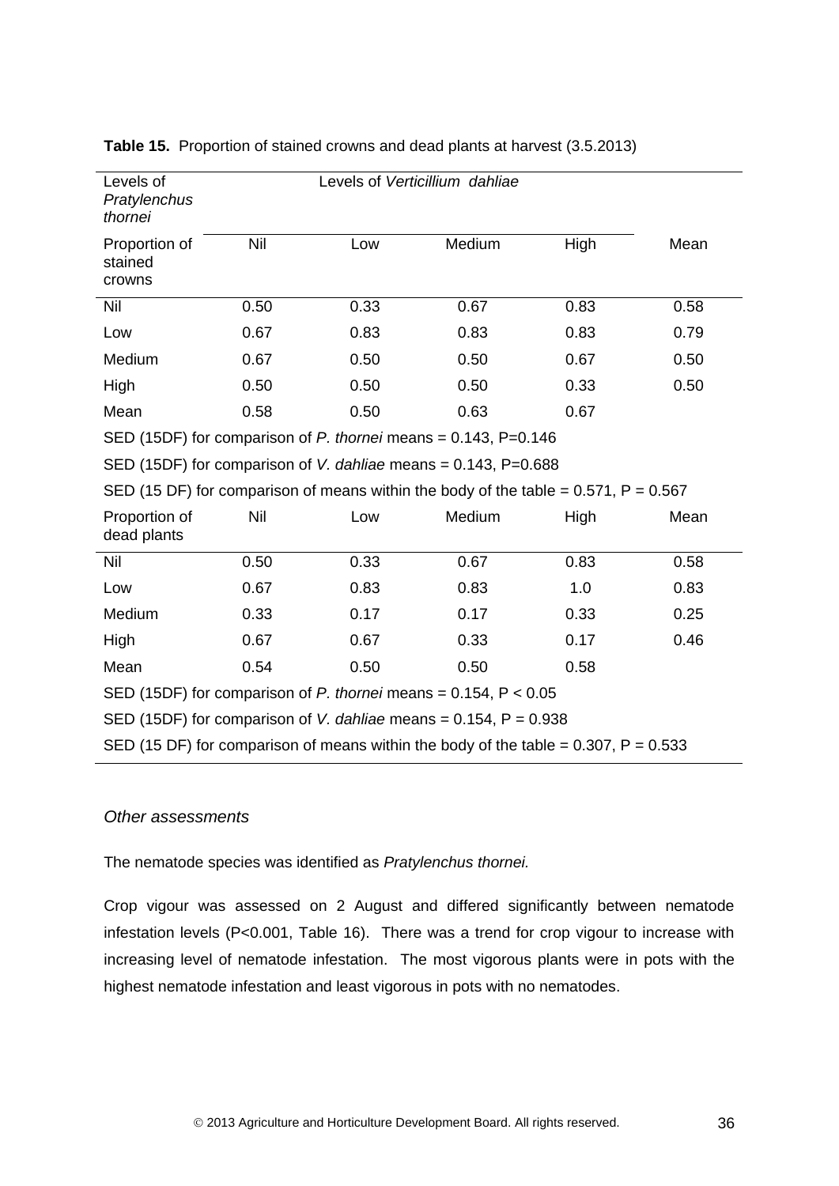**Table 15.** Proportion of stained crowns and dead plants at harvest (3.5.2013)

| Levels of *Pratylenchus thornei* | Levels of *Verticillium dahliae* | | | | |
|---|---|---|---|---|---|
| Proportion of stained crowns | Nil | Low | Medium | High | Mean |
| Nil | 0.50 | 0.33 | 0.67 | 0.83 | 0.58 |
| Low | 0.67 | 0.83 | 0.83 | 0.83 | 0.79 |
| Medium | 0.67 | 0.50 | 0.50 | 0.67 | 0.50 |
| High | 0.50 | 0.50 | 0.50 | 0.33 | 0.50 |
| Mean | 0.58 | 0.50 | 0.63 | 0.67 | |
| SED (15DF) for comparison of *P. thornei* means = 0.143, P=0.146 | | | | | |
| SED (15DF) for comparison of *V. dahliae* means = 0.143, P=0.688 | | | | | |
| SED (15 DF) for comparison of means within the body of the table = 0.571, P = 0.567 | | | | | |
| Proportion of dead plants | Nil | Low | Medium | High | Mean |
| Nil | 0.50 | 0.33 | 0.67 | 0.83 | 0.58 |
| Low | 0.67 | 0.83 | 0.83 | 1.0 | 0.83 |
| Medium | 0.33 | 0.17 | 0.17 | 0.33 | 0.25 |
| High | 0.67 | 0.67 | 0.33 | 0.17 | 0.46 |
| Mean | 0.54 | 0.50 | 0.50 | 0.58 | |
| SED (15DF) for comparison of *P. thornei* means = 0.154, P < 0.05 | | | | | |
| SED (15DF) for comparison of *V. dahliae* means = 0.154, P = 0.938 | | | | | |
| SED (15 DF) for comparison of means within the body of the table = 0.307, P = 0.533 | | | | | |

*Other assessments*

The nematode species was identified as *Pratylenchus thornei.*

Crop vigour was assessed on 2 August and differed significantly between nematode infestation levels (P<0.001, Table 16). There was a trend for crop vigour to increase with increasing level of nematode infestation. The most vigorous plants were in pots with the highest nematode infestation and least vigorous in pots with no nematodes.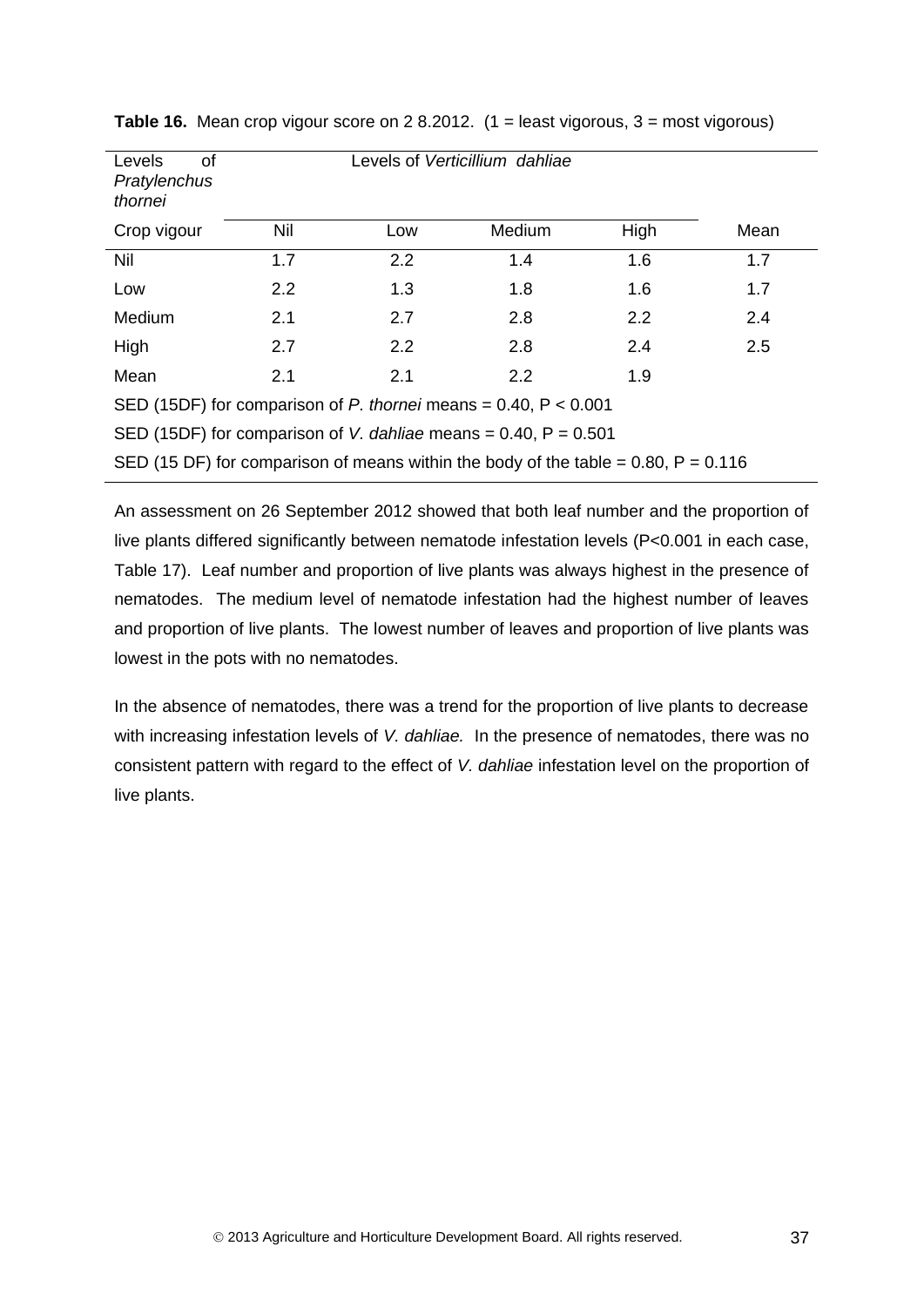**Table 16.** Mean crop vigour score on 2 8.2012. (1 = least vigorous, 3 = most vigorous)

| Levels of *Pratylenchus thornei* | Levels of *Verticillium dahliae* | | | | |
|---|---|---|---|---|---|
| Crop vigour | Nil | Low | Medium | High | Mean |
| Nil | 1.7 | 2.2 | 1.4 | 1.6 | 1.7 |
| Low | 2.2 | 1.3 | 1.8 | 1.6 | 1.7 |
| Medium | 2.1 | 2.7 | 2.8 | 2.2 | 2.4 |
| High | 2.7 | 2.2 | 2.8 | 2.4 | 2.5 |
| Mean | 2.1 | 2.1 | 2.2 | 1.9 | |

SED (15DF) for comparison of *P. thornei* means = 0.40, P < 0.001

SED (15DF) for comparison of *V. dahliae* means = 0.40, P = 0.501

SED (15 DF) for comparison of means within the body of the table = 0.80, P = 0.116

An assessment on 26 September 2012 showed that both leaf number and the proportion of live plants differed significantly between nematode infestation levels (P<0.001 in each case, Table 17). Leaf number and proportion of live plants was always highest in the presence of nematodes. The medium level of nematode infestation had the highest number of leaves and proportion of live plants. The lowest number of leaves and proportion of live plants was lowest in the pots with no nematodes.

In the absence of nematodes, there was a trend for the proportion of live plants to decrease with increasing infestation levels of *V. dahliae.* In the presence of nematodes, there was no consistent pattern with regard to the effect of *V. dahliae* infestation level on the proportion of live plants.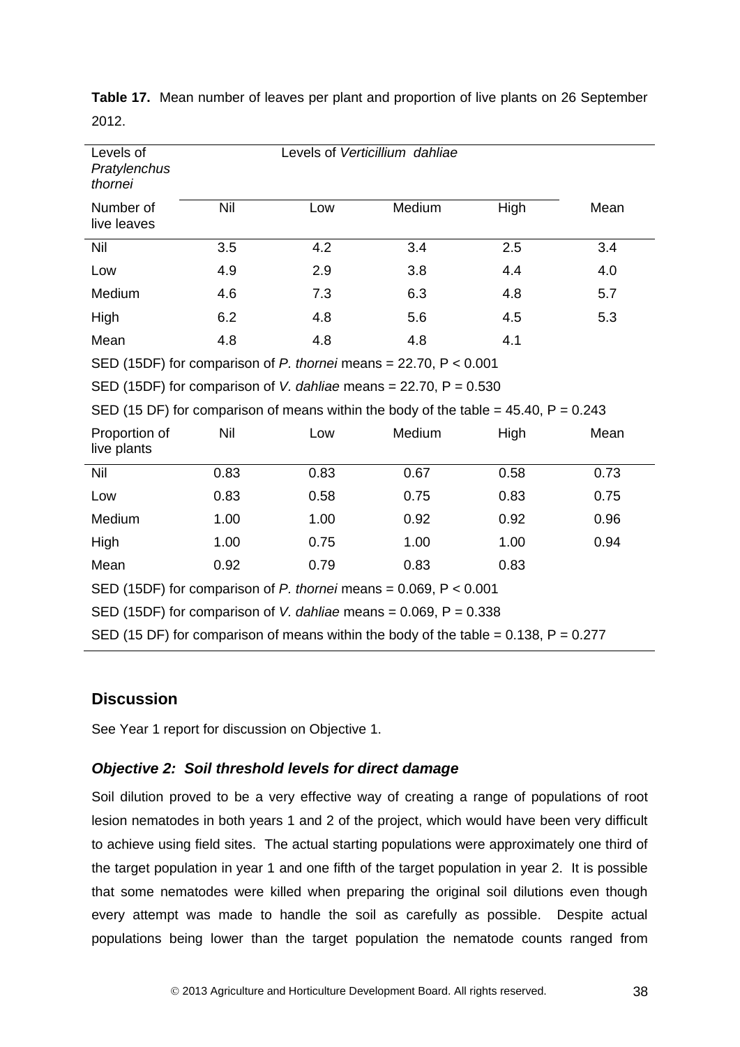**Table 17.** Mean number of leaves per plant and proportion of live plants on 26 September 2012.

| Levels of *Pratylenchus thornei* | Levels of *Verticillium dahliae* | | | | |
|---|---|---|---|---|---|
| Number of live leaves | Nil | Low | Medium | High | Mean |
| Nil | 3.5 | 4.2 | 3.4 | 2.5 | 3.4 |
| Low | 4.9 | 2.9 | 3.8 | 4.4 | 4.0 |
| Medium | 4.6 | 7.3 | 6.3 | 4.8 | 5.7 |
| High | 6.2 | 4.8 | 5.6 | 4.5 | 5.3 |
| Mean | 4.8 | 4.8 | 4.8 | 4.1 | |
| SED (15DF) for comparison of *P. thornei* means = 22.70, P < 0.001 | | | | | |
| SED (15DF) for comparison of *V. dahliae* means = 22.70, P = 0.530 | | | | | |
| SED (15 DF) for comparison of means within the body of the table = 45.40, P = 0.243 | | | | | |
| Proportion of live plants | Nil | Low | Medium | High | Mean |
| Nil | 0.83 | 0.83 | 0.67 | 0.58 | 0.73 |
| Low | 0.83 | 0.58 | 0.75 | 0.83 | 0.75 |
| Medium | 1.00 | 1.00 | 0.92 | 0.92 | 0.96 |
| High | 1.00 | 0.75 | 1.00 | 1.00 | 0.94 |
| Mean | 0.92 | 0.79 | 0.83 | 0.83 | |
| SED (15DF) for comparison of *P. thornei* means = 0.069, P < 0.001 | | | | | |
| SED (15DF) for comparison of *V. dahliae* means = 0.069, P = 0.338 | | | | | |
| SED (15 DF) for comparison of means within the body of the table = 0.138, P = 0.277 | | | | | |

## Discussion

See Year 1 report for discussion on Objective 1.

### *Objective 2: Soil threshold levels for direct damage*

Soil dilution proved to be a very effective way of creating a range of populations of root lesion nematodes in both years 1 and 2 of the project, which would have been very difficult to achieve using field sites. The actual starting populations were approximately one third of the target population in year 1 and one fifth of the target population in year 2. It is possible that some nematodes were killed when preparing the original soil dilutions even though every attempt was made to handle the soil as carefully as possible. Despite actual populations being lower than the target population the nematode counts ranged from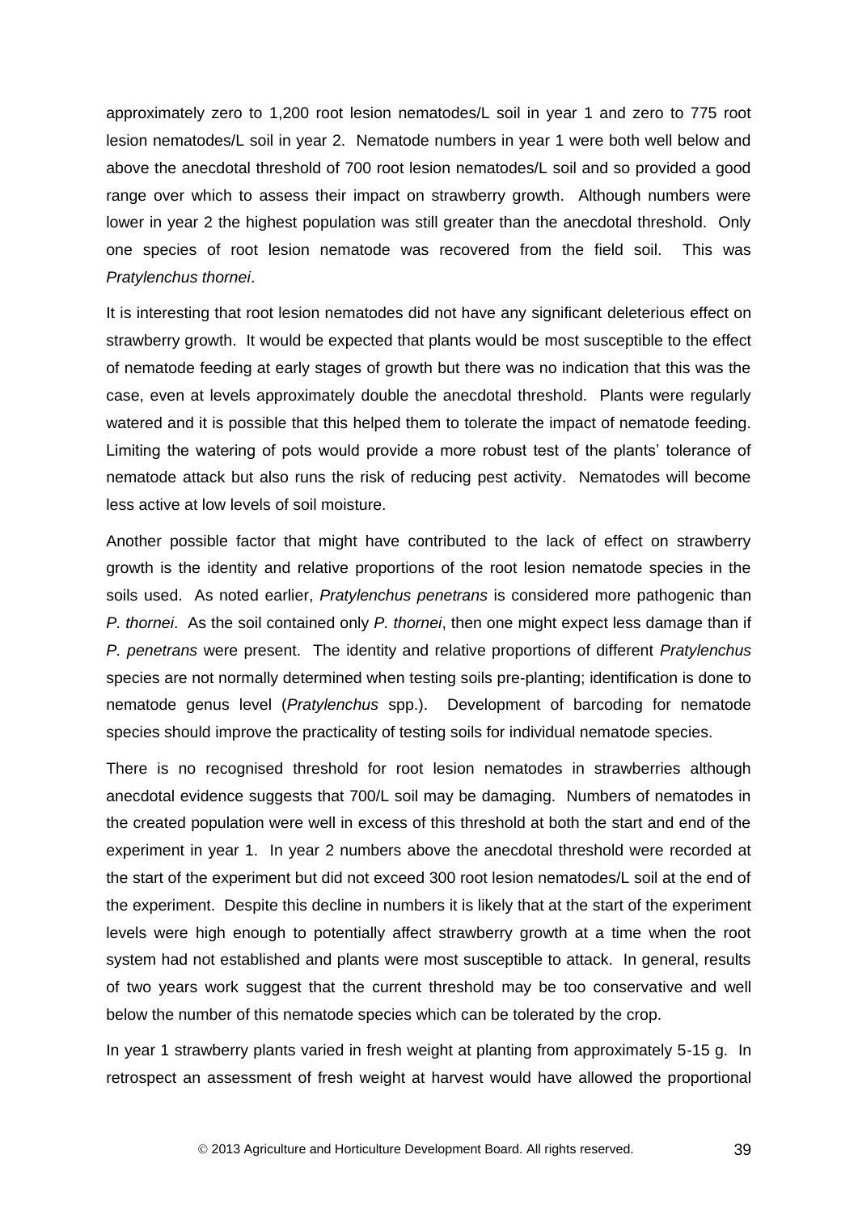approximately zero to 1,200 root lesion nematodes/L soil in year 1 and zero to 775 root lesion nematodes/L soil in year 2. Nematode numbers in year 1 were both well below and above the anecdotal threshold of 700 root lesion nematodes/L soil and so provided a good range over which to assess their impact on strawberry growth. Although numbers were lower in year 2 the highest population was still greater than the anecdotal threshold. Only one species of root lesion nematode was recovered from the field soil. This was *Pratylenchus thornei*.

It is interesting that root lesion nematodes did not have any significant deleterious effect on strawberry growth. It would be expected that plants would be most susceptible to the effect of nematode feeding at early stages of growth but there was no indication that this was the case, even at levels approximately double the anecdotal threshold. Plants were regularly watered and it is possible that this helped them to tolerate the impact of nematode feeding. Limiting the watering of pots would provide a more robust test of the plants' tolerance of nematode attack but also runs the risk of reducing pest activity. Nematodes will become less active at low levels of soil moisture.

Another possible factor that might have contributed to the lack of effect on strawberry growth is the identity and relative proportions of the root lesion nematode species in the soils used. As noted earlier, *Pratylenchus penetrans* is considered more pathogenic than *P. thornei*. As the soil contained only *P. thornei*, then one might expect less damage than if *P. penetrans* were present. The identity and relative proportions of different *Pratylenchus* species are not normally determined when testing soils pre-planting; identification is done to nematode genus level (*Pratylenchus* spp.). Development of barcoding for nematode species should improve the practicality of testing soils for individual nematode species.

There is no recognised threshold for root lesion nematodes in strawberries although anecdotal evidence suggests that 700/L soil may be damaging. Numbers of nematodes in the created population were well in excess of this threshold at both the start and end of the experiment in year 1. In year 2 numbers above the anecdotal threshold were recorded at the start of the experiment but did not exceed 300 root lesion nematodes/L soil at the end of the experiment. Despite this decline in numbers it is likely that at the start of the experiment levels were high enough to potentially affect strawberry growth at a time when the root system had not established and plants were most susceptible to attack. In general, results of two years work suggest that the current threshold may be too conservative and well below the number of this nematode species which can be tolerated by the crop.

In year 1 strawberry plants varied in fresh weight at planting from approximately 5-15 g. In retrospect an assessment of fresh weight at harvest would have allowed the proportional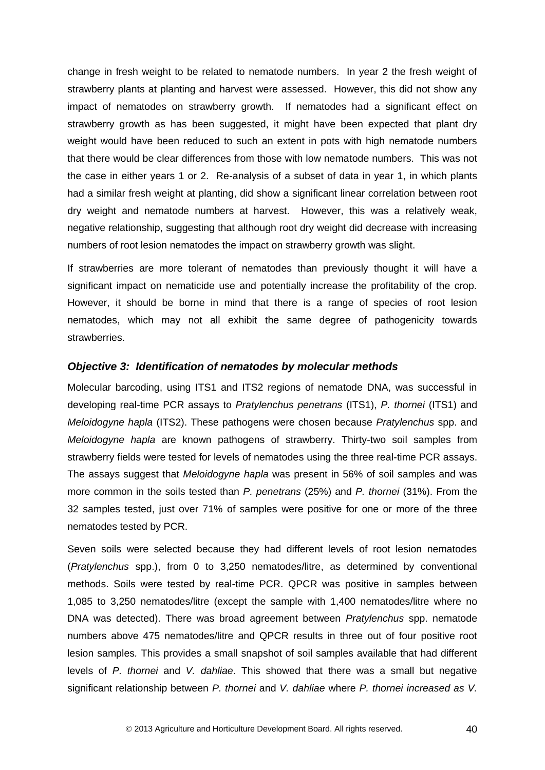change in fresh weight to be related to nematode numbers. In year 2 the fresh weight of strawberry plants at planting and harvest were assessed. However, this did not show any impact of nematodes on strawberry growth. If nematodes had a significant effect on strawberry growth as has been suggested, it might have been expected that plant dry weight would have been reduced to such an extent in pots with high nematode numbers that there would be clear differences from those with low nematode numbers. This was not the case in either years 1 or 2. Re-analysis of a subset of data in year 1, in which plants had a similar fresh weight at planting, did show a significant linear correlation between root dry weight and nematode numbers at harvest. However, this was a relatively weak, negative relationship, suggesting that although root dry weight did decrease with increasing numbers of root lesion nematodes the impact on strawberry growth was slight.

If strawberries are more tolerant of nematodes than previously thought it will have a significant impact on nematicide use and potentially increase the profitability of the crop. However, it should be borne in mind that there is a range of species of root lesion nematodes, which may not all exhibit the same degree of pathogenicity towards strawberries.

### *Objective 3: Identification of nematodes by molecular methods*

Molecular barcoding, using ITS1 and ITS2 regions of nematode DNA, was successful in developing real-time PCR assays to *Pratylenchus penetrans* (ITS1), *P. thornei* (ITS1) and *Meloidogyne hapla* (ITS2). These pathogens were chosen because *Pratylenchus* spp. and *Meloidogyne hapla* are known pathogens of strawberry. Thirty-two soil samples from strawberry fields were tested for levels of nematodes using the three real-time PCR assays. The assays suggest that *Meloidogyne hapla* was present in 56% of soil samples and was more common in the soils tested than *P. penetrans* (25%) and *P. thornei* (31%). From the 32 samples tested, just over 71% of samples were positive for one or more of the three nematodes tested by PCR.

Seven soils were selected because they had different levels of root lesion nematodes (*Pratylenchus* spp.), from 0 to 3,250 nematodes/litre, as determined by conventional methods. Soils were tested by real-time PCR. QPCR was positive in samples between 1,085 to 3,250 nematodes/litre (except the sample with 1,400 nematodes/litre where no DNA was detected). There was broad agreement between *Pratylenchus* spp. nematode numbers above 475 nematodes/litre and QPCR results in three out of four positive root lesion samples. This provides a small snapshot of soil samples available that had different levels of *P. thornei* and *V. dahliae*. This showed that there was a small but negative significant relationship between *P. thornei* and *V. dahliae* where *P. thornei increased as V.*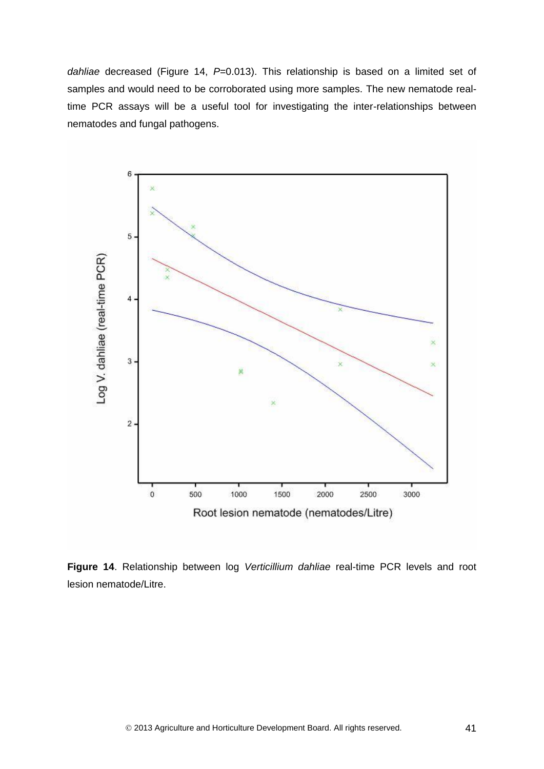*dahliae* decreased (Figure 14, *P*=0.013). This relationship is based on a limited set of samples and would need to be corroborated using more samples. The new nematode real-time PCR assays will be a useful tool for investigating the inter-relationships between nematodes and fungal pathogens.

**Figure 14**. Relationship between log *Verticillium dahliae* real-time PCR levels and root lesion nematode/Litre.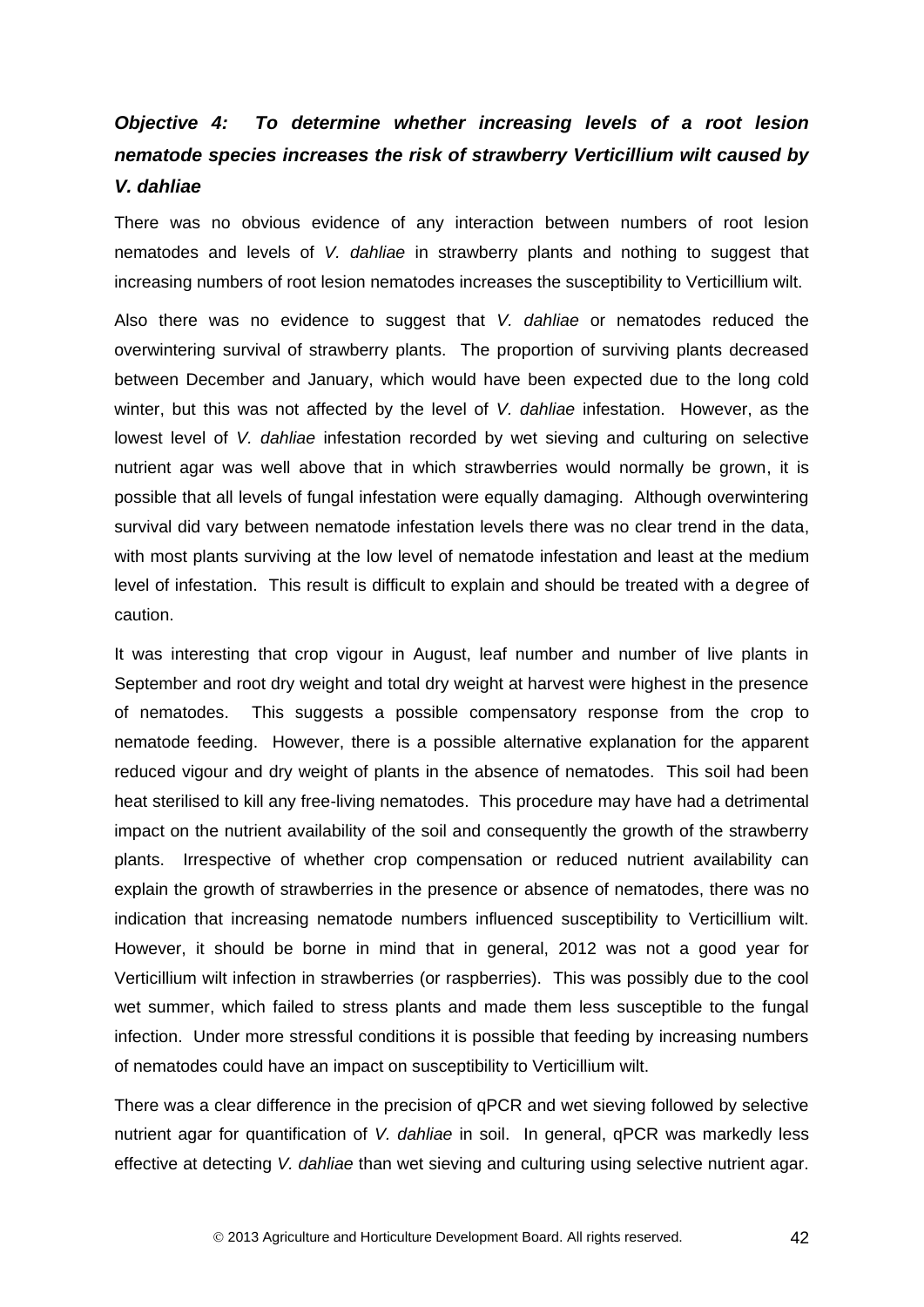### *Objective 4: To determine whether increasing levels of a root lesion nematode species increases the risk of strawberry Verticillium wilt caused by V. dahliae*

There was no obvious evidence of any interaction between numbers of root lesion nematodes and levels of *V. dahliae* in strawberry plants and nothing to suggest that increasing numbers of root lesion nematodes increases the susceptibility to Verticillium wilt.

Also there was no evidence to suggest that *V. dahliae* or nematodes reduced the overwintering survival of strawberry plants. The proportion of surviving plants decreased between December and January, which would have been expected due to the long cold winter, but this was not affected by the level of *V. dahliae* infestation. However, as the lowest level of *V. dahliae* infestation recorded by wet sieving and culturing on selective nutrient agar was well above that in which strawberries would normally be grown, it is possible that all levels of fungal infestation were equally damaging. Although overwintering survival did vary between nematode infestation levels there was no clear trend in the data, with most plants surviving at the low level of nematode infestation and least at the medium level of infestation. This result is difficult to explain and should be treated with a degree of caution.

It was interesting that crop vigour in August, leaf number and number of live plants in September and root dry weight and total dry weight at harvest were highest in the presence of nematodes. This suggests a possible compensatory response from the crop to nematode feeding. However, there is a possible alternative explanation for the apparent reduced vigour and dry weight of plants in the absence of nematodes. This soil had been heat sterilised to kill any free-living nematodes. This procedure may have had a detrimental impact on the nutrient availability of the soil and consequently the growth of the strawberry plants. Irrespective of whether crop compensation or reduced nutrient availability can explain the growth of strawberries in the presence or absence of nematodes, there was no indication that increasing nematode numbers influenced susceptibility to Verticillium wilt. However, it should be borne in mind that in general, 2012 was not a good year for Verticillium wilt infection in strawberries (or raspberries). This was possibly due to the cool wet summer, which failed to stress plants and made them less susceptible to the fungal infection. Under more stressful conditions it is possible that feeding by increasing numbers of nematodes could have an impact on susceptibility to Verticillium wilt.

There was a clear difference in the precision of qPCR and wet sieving followed by selective nutrient agar for quantification of *V. dahliae* in soil. In general, qPCR was markedly less effective at detecting *V. dahliae* than wet sieving and culturing using selective nutrient agar.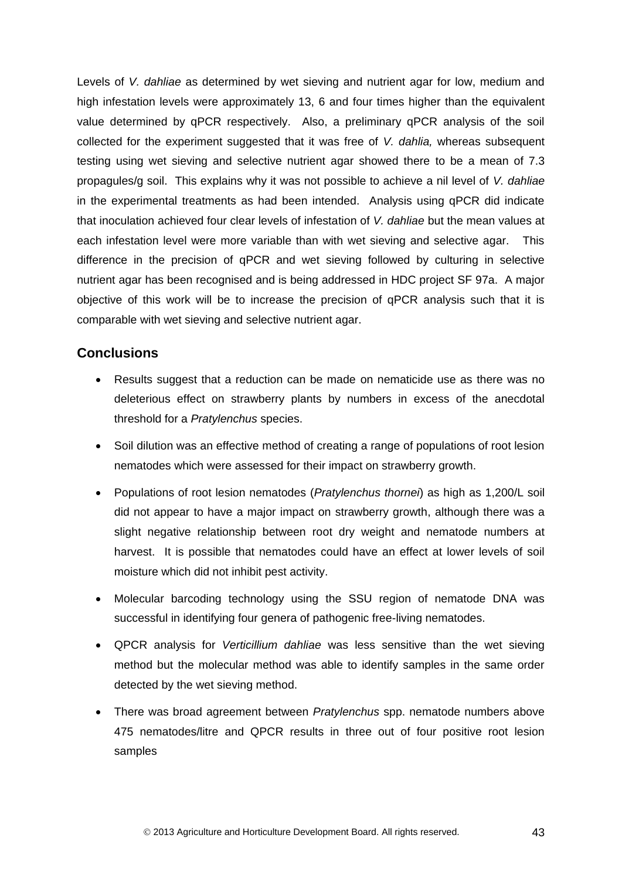Levels of *V. dahliae* as determined by wet sieving and nutrient agar for low, medium and high infestation levels were approximately 13, 6 and four times higher than the equivalent value determined by qPCR respectively. Also, a preliminary qPCR analysis of the soil collected for the experiment suggested that it was free of *V. dahlia,* whereas subsequent testing using wet sieving and selective nutrient agar showed there to be a mean of 7.3 propagules/g soil. This explains why it was not possible to achieve a nil level of *V. dahliae* in the experimental treatments as had been intended. Analysis using qPCR did indicate that inoculation achieved four clear levels of infestation of *V. dahliae* but the mean values at each infestation level were more variable than with wet sieving and selective agar. This difference in the precision of qPCR and wet sieving followed by culturing in selective nutrient agar has been recognised and is being addressed in HDC project SF 97a. A major objective of this work will be to increase the precision of qPCR analysis such that it is comparable with wet sieving and selective nutrient agar.

## Conclusions

- Results suggest that a reduction can be made on nematicide use as there was no deleterious effect on strawberry plants by numbers in excess of the anecdotal threshold for a *Pratylenchus* species.
- Soil dilution was an effective method of creating a range of populations of root lesion nematodes which were assessed for their impact on strawberry growth.
- Populations of root lesion nematodes (*Pratylenchus thornei*) as high as 1,200/L soil did not appear to have a major impact on strawberry growth, although there was a slight negative relationship between root dry weight and nematode numbers at harvest. It is possible that nematodes could have an effect at lower levels of soil moisture which did not inhibit pest activity.
- Molecular barcoding technology using the SSU region of nematode DNA was successful in identifying four genera of pathogenic free-living nematodes.
- QPCR analysis for *Verticillium dahliae* was less sensitive than the wet sieving method but the molecular method was able to identify samples in the same order detected by the wet sieving method.
- There was broad agreement between *Pratylenchus* spp. nematode numbers above 475 nematodes/litre and QPCR results in three out of four positive root lesion samples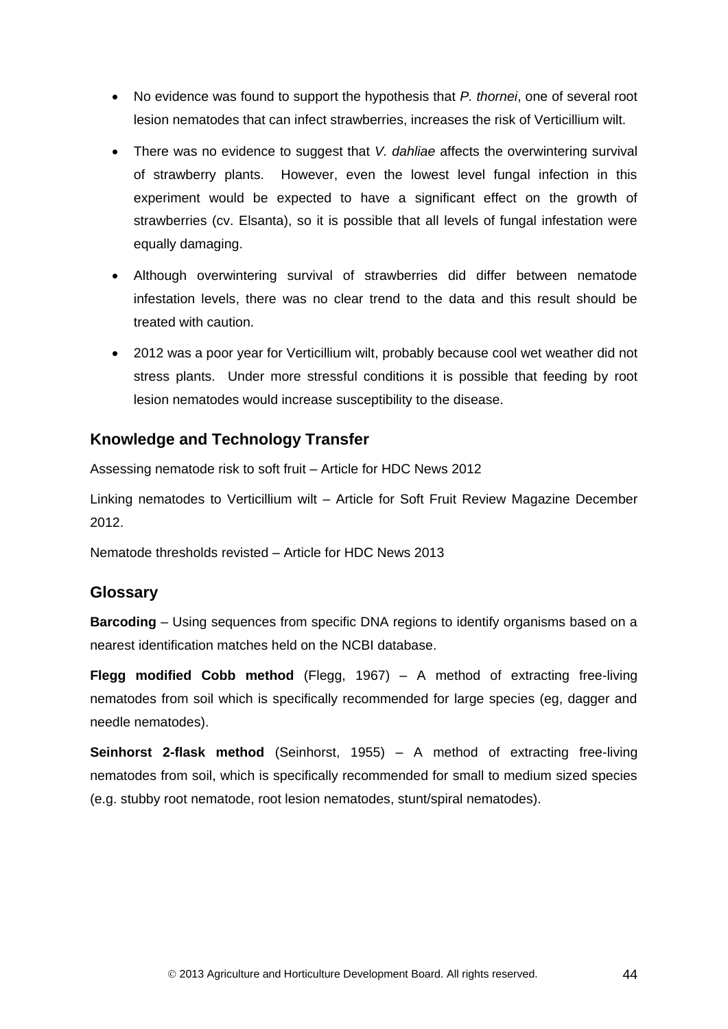- No evidence was found to support the hypothesis that *P. thornei*, one of several root lesion nematodes that can infect strawberries, increases the risk of Verticillium wilt.
- There was no evidence to suggest that *V. dahliae* affects the overwintering survival of strawberry plants. However, even the lowest level fungal infection in this experiment would be expected to have a significant effect on the growth of strawberries (cv. Elsanta), so it is possible that all levels of fungal infestation were equally damaging.
- Although overwintering survival of strawberries did differ between nematode infestation levels, there was no clear trend to the data and this result should be treated with caution.
- 2012 was a poor year for Verticillium wilt, probably because cool wet weather did not stress plants. Under more stressful conditions it is possible that feeding by root lesion nematodes would increase susceptibility to the disease.

## Knowledge and Technology Transfer

Assessing nematode risk to soft fruit – Article for HDC News 2012

Linking nematodes to Verticillium wilt – Article for Soft Fruit Review Magazine December 2012.

Nematode thresholds revisted – Article for HDC News 2013

## Glossary

**Barcoding** – Using sequences from specific DNA regions to identify organisms based on a nearest identification matches held on the NCBI database.

**Flegg modified Cobb method** (Flegg, 1967) – A method of extracting free-living nematodes from soil which is specifically recommended for large species (eg, dagger and needle nematodes).

**Seinhorst 2-flask method** (Seinhorst, 1955) – A method of extracting free-living nematodes from soil, which is specifically recommended for small to medium sized species (e.g. stubby root nematode, root lesion nematodes, stunt/spiral nematodes).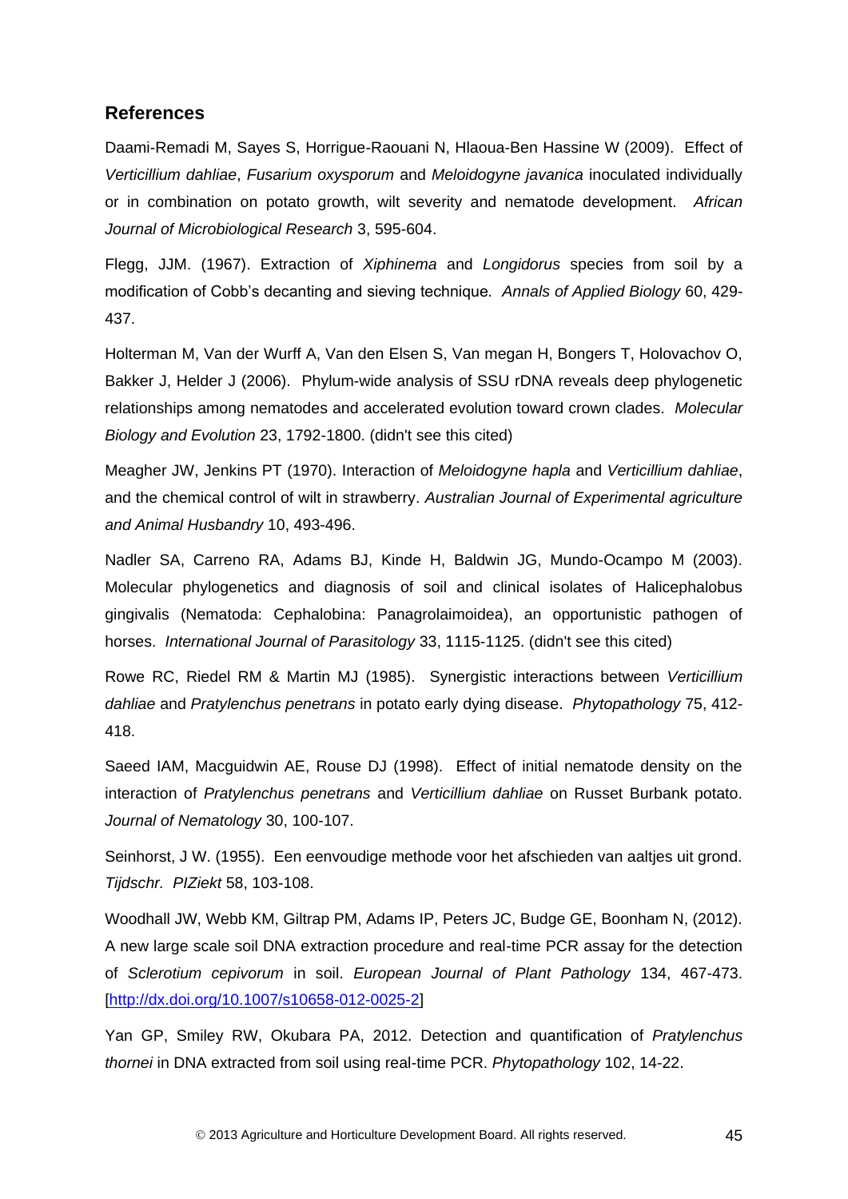## References

Daami-Remadi M, Sayes S, Horrigue-Raouani N, Hlaoua-Ben Hassine W (2009). Effect of *Verticillium dahliae*, *Fusarium oxysporum* and *Meloidogyne javanica* inoculated individually or in combination on potato growth, wilt severity and nematode development. *African Journal of Microbiological Research* 3, 595-604.

Flegg, JJM. (1967). Extraction of *Xiphinema* and *Longidorus* species from soil by a modification of Cobb's decanting and sieving technique*. Annals of Applied Biology* 60, 429-437.

Holterman M, Van der Wurff A, Van den Elsen S, Van megan H, Bongers T, Holovachov O, Bakker J, Helder J (2006). Phylum-wide analysis of SSU rDNA reveals deep phylogenetic relationships among nematodes and accelerated evolution toward crown clades. *Molecular Biology and Evolution* 23, 1792-1800. (didn't see this cited)

Meagher JW, Jenkins PT (1970). Interaction of *Meloidogyne hapla* and *Verticillium dahliae*, and the chemical control of wilt in strawberry. *Australian Journal of Experimental agriculture and Animal Husbandry* 10, 493-496.

Nadler SA, Carreno RA, Adams BJ, Kinde H, Baldwin JG, Mundo-Ocampo M (2003). Molecular phylogenetics and diagnosis of soil and clinical isolates of Halicephalobus gingivalis (Nematoda: Cephalobina: Panagrolaimoidea), an opportunistic pathogen of horses. *International Journal of Parasitology* 33, 1115-1125. (didn't see this cited)

Rowe RC, Riedel RM & Martin MJ (1985). Synergistic interactions between *Verticillium dahliae* and *Pratylenchus penetrans* in potato early dying disease. *Phytopathology* 75, 412-418.

Saeed IAM, Macguidwin AE, Rouse DJ (1998). Effect of initial nematode density on the interaction of *Pratylenchus penetrans* and *Verticillium dahliae* on Russet Burbank potato. *Journal of Nematology* 30, 100-107.

Seinhorst, J W. (1955). Een eenvoudige methode voor het afschieden van aaltjes uit grond. *Tijdschr. PlZiekt* 58, 103-108.

Woodhall JW, Webb KM, Giltrap PM, Adams IP, Peters JC, Budge GE, Boonham N, (2012). A new large scale soil DNA extraction procedure and real-time PCR assay for the detection of *Sclerotium cepivorum* in soil. *European Journal of Plant Pathology* 134, 467-473. [http://dx.doi.org/10.1007/s10658-012-0025-2]

Yan GP, Smiley RW, Okubara PA, 2012. Detection and quantification of *Pratylenchus thornei* in DNA extracted from soil using real-time PCR. *Phytopathology* 102, 14-22.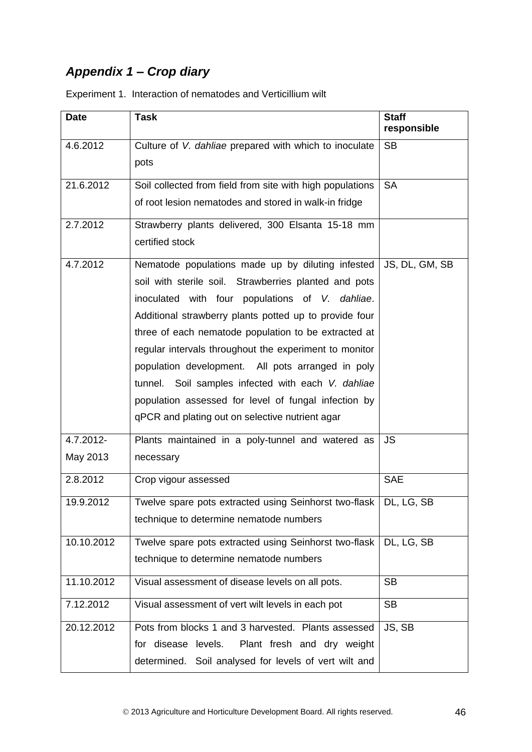## *Appendix 1 – Crop diary*

Experiment 1. Interaction of nematodes and Verticillium wilt

| Date | Task | Staff responsible |
|---|---|---|
| 4.6.2012 | Culture of *V. dahliae* prepared with which to inoculate pots | SB |
| 21.6.2012 | Soil collected from field from site with high populations of root lesion nematodes and stored in walk-in fridge | SA |
| 2.7.2012 | Strawberry plants delivered, 300 Elsanta 15-18 mm certified stock | |
| 4.7.2012 | Nematode populations made up by diluting infested soil with sterile soil. Strawberries planted and pots inoculated with four populations of *V. dahliae*. Additional strawberry plants potted up to provide four three of each nematode population to be extracted at regular intervals throughout the experiment to monitor population development. All pots arranged in poly tunnel. Soil samples infected with each *V. dahliae* population assessed for level of fungal infection by qPCR and plating out on selective nutrient agar | JS, DL, GM, SB |
| 4.7.2012- May 2013 | Plants maintained in a poly-tunnel and watered as necessary | JS |
| 2.8.2012 | Crop vigour assessed | SAE |
| 19.9.2012 | Twelve spare pots extracted using Seinhorst two-flask technique to determine nematode numbers | DL, LG, SB |
| 10.10.2012 | Twelve spare pots extracted using Seinhorst two-flask technique to determine nematode numbers | DL, LG, SB |
| 11.10.2012 | Visual assessment of disease levels on all pots. | SB |
| 7.12.2012 | Visual assessment of vert wilt levels in each pot | SB |
| 20.12.2012 | Pots from blocks 1 and 3 harvested. Plants assessed for disease levels. Plant fresh and dry weight determined. Soil analysed for levels of vert wilt and | JS, SB |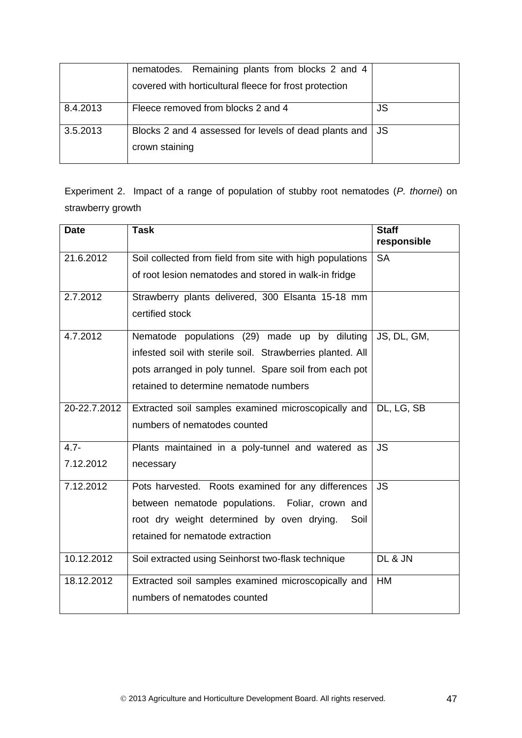| | | |
|---|---|---|
| | nematodes. Remaining plants from blocks 2 and 4 covered with horticultural fleece for frost protection | |
| 8.4.2013 | Fleece removed from blocks 2 and 4 | JS |
| 3.5.2013 | Blocks 2 and 4 assessed for levels of dead plants and crown staining | JS |

Experiment 2. Impact of a range of population of stubby root nematodes (*P. thornei*) on strawberry growth

| **Date** | **Task** | **Staff responsible** |
|---|---|---|
| 21.6.2012 | Soil collected from field from site with high populations of root lesion nematodes and stored in walk-in fridge | SA |
| 2.7.2012 | Strawberry plants delivered, 300 Elsanta 15-18 mm certified stock | |
| 4.7.2012 | Nematode populations (29) made up by diluting infested soil with sterile soil. Strawberries planted. All pots arranged in poly tunnel. Spare soil from each pot retained to determine nematode numbers | JS, DL, GM, |
| 20-22.7.2012 | Extracted soil samples examined microscopically and numbers of nematodes counted | DL, LG, SB |
| 4.7-7.12.2012 | Plants maintained in a poly-tunnel and watered as necessary | JS |
| 7.12.2012 | Pots harvested. Roots examined for any differences between nematode populations. Foliar, crown and root dry weight determined by oven drying. Soil retained for nematode extraction | JS |
| 10.12.2012 | Soil extracted using Seinhorst two-flask technique | DL & JN |
| 18.12.2012 | Extracted soil samples examined microscopically and numbers of nematodes counted | HM |

© 2013 Agriculture and Horticulture Development Board. All rights reserved.